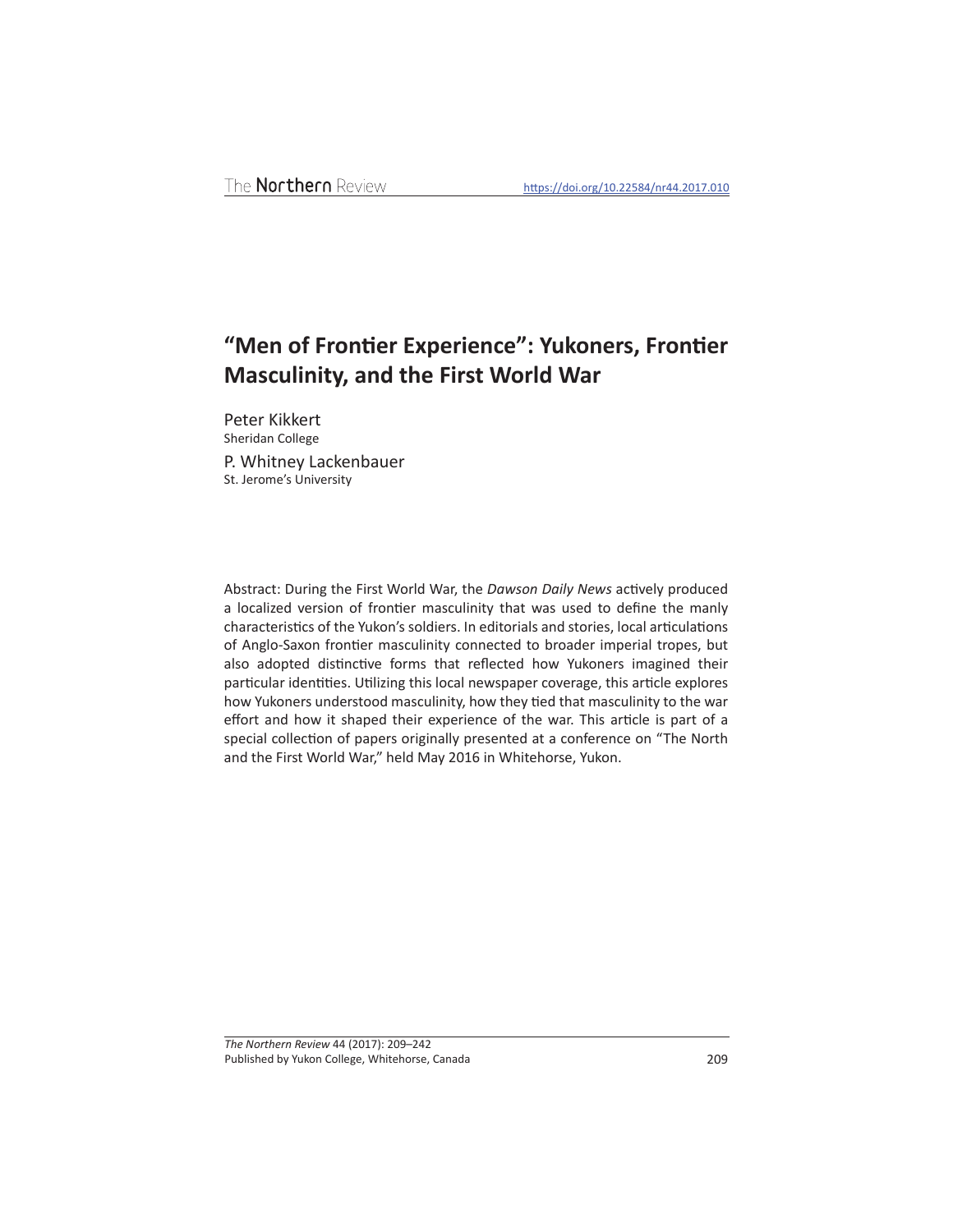# "Men of Frontier Experience": Yukoners, Frontier Masculinity, and the First World War

Peter Kikkert
Sheridan College

P. Whitney Lackenbauer
St. Jerome's University

Abstract: During the First World War, the *Dawson Daily News* actively produced a localized version of frontier masculinity that was used to define the manly characteristics of the Yukon's soldiers. In editorials and stories, local articulations of Anglo-Saxon frontier masculinity connected to broader imperial tropes, but also adopted distinctive forms that reflected how Yukoners imagined their particular identities. Utilizing this local newspaper coverage, this article explores how Yukoners understood masculinity, how they tied that masculinity to the war effort and how it shaped their experience of the war. This article is part of a special collection of papers originally presented at a conference on "The North and the First World War," held May 2016 in Whitehorse, Yukon.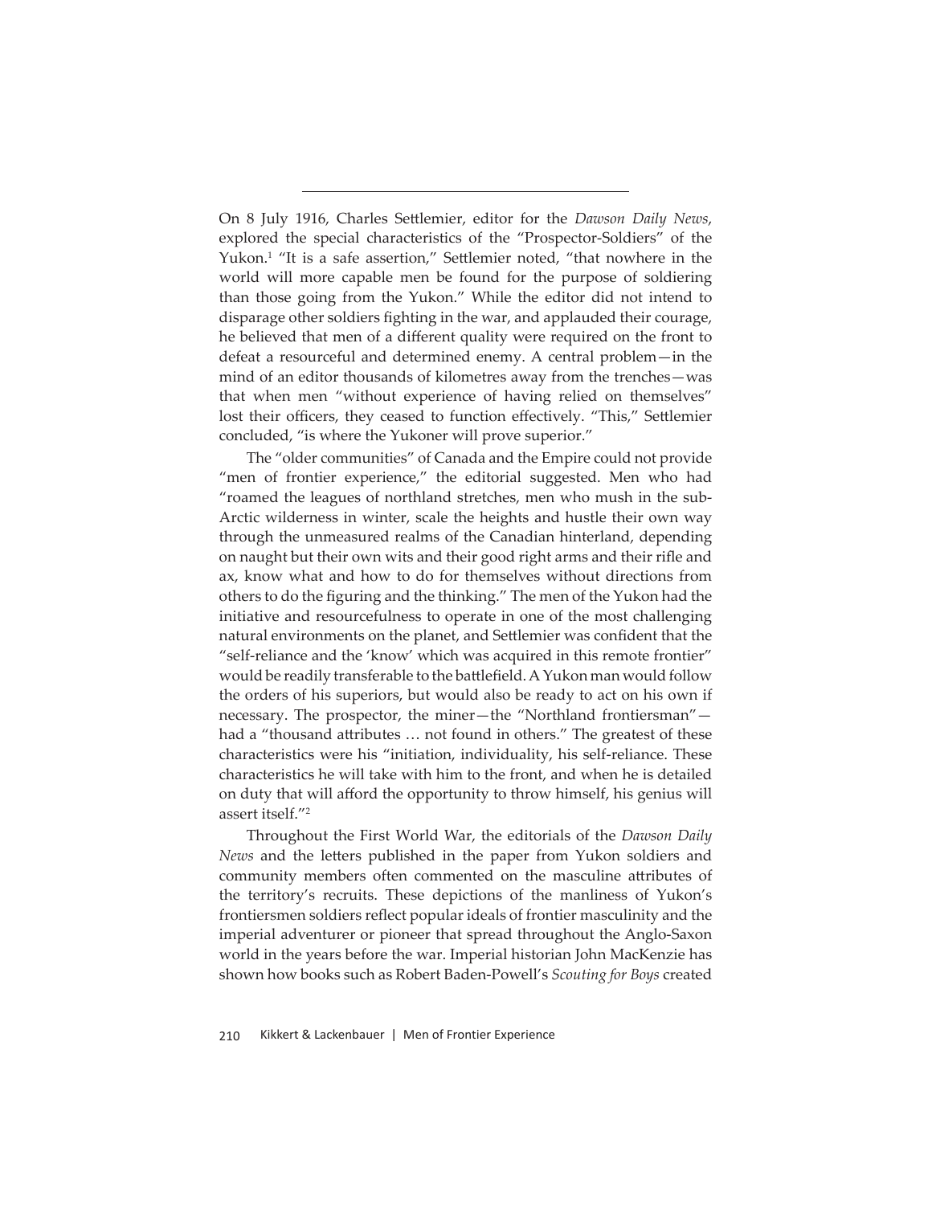On 8 July 1916, Charles Settlemier, editor for the *Dawson Daily News*, explored the special characteristics of the "Prospector-Soldiers" of the Yukon.[1] "It is a safe assertion," Settlemier noted, "that nowhere in the world will more capable men be found for the purpose of soldiering than those going from the Yukon." While the editor did not intend to disparage other soldiers fighting in the war, and applauded their courage, he believed that men of a different quality were required on the front to defeat a resourceful and determined enemy. A central problem—in the mind of an editor thousands of kilometres away from the trenches—was that when men "without experience of having relied on themselves" lost their officers, they ceased to function effectively. "This," Settlemier concluded, "is where the Yukoner will prove superior."

The "older communities" of Canada and the Empire could not provide "men of frontier experience," the editorial suggested. Men who had "roamed the leagues of northland stretches, men who mush in the sub-Arctic wilderness in winter, scale the heights and hustle their own way through the unmeasured realms of the Canadian hinterland, depending on naught but their own wits and their good right arms and their rifle and ax, know what and how to do for themselves without directions from others to do the figuring and the thinking." The men of the Yukon had the initiative and resourcefulness to operate in one of the most challenging natural environments on the planet, and Settlemier was confident that the "self-reliance and the 'know' which was acquired in this remote frontier" would be readily transferable to the battlefield. A Yukon man would follow the orders of his superiors, but would also be ready to act on his own if necessary. The prospector, the miner—the "Northland frontiersman"—had a "thousand attributes … not found in others." The greatest of these characteristics were his "initiation, individuality, his self-reliance. These characteristics he will take with him to the front, and when he is detailed on duty that will afford the opportunity to throw himself, his genius will assert itself."[2]

Throughout the First World War, the editorials of the *Dawson Daily News* and the letters published in the paper from Yukon soldiers and community members often commented on the masculine attributes of the territory's recruits. These depictions of the manliness of Yukon's frontiersmen soldiers reflect popular ideals of frontier masculinity and the imperial adventurer or pioneer that spread throughout the Anglo-Saxon world in the years before the war. Imperial historian John MacKenzie has shown how books such as Robert Baden-Powell's *Scouting for Boys* created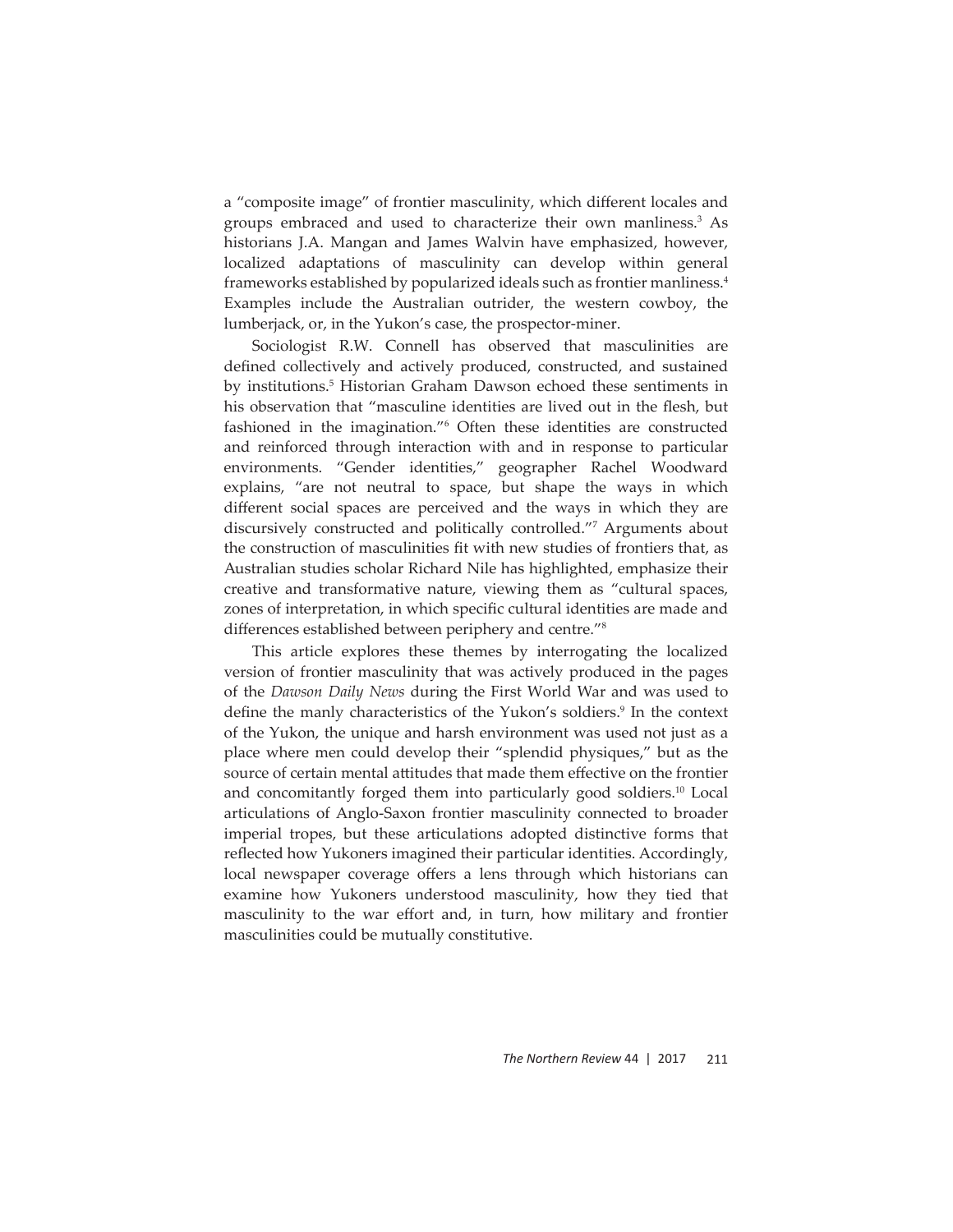a "composite image" of frontier masculinity, which different locales and groups embraced and used to characterize their own manliness.[3] As historians J.A. Mangan and James Walvin have emphasized, however, localized adaptations of masculinity can develop within general frameworks established by popularized ideals such as frontier manliness.[4] Examples include the Australian outrider, the western cowboy, the lumberjack, or, in the Yukon's case, the prospector-miner.

Sociologist R.W. Connell has observed that masculinities are defined collectively and actively produced, constructed, and sustained by institutions.[5] Historian Graham Dawson echoed these sentiments in his observation that "masculine identities are lived out in the flesh, but fashioned in the imagination."[6] Often these identities are constructed and reinforced through interaction with and in response to particular environments. "Gender identities," geographer Rachel Woodward explains, "are not neutral to space, but shape the ways in which different social spaces are perceived and the ways in which they are discursively constructed and politically controlled."[7] Arguments about the construction of masculinities fit with new studies of frontiers that, as Australian studies scholar Richard Nile has highlighted, emphasize their creative and transformative nature, viewing them as "cultural spaces, zones of interpretation, in which specific cultural identities are made and differences established between periphery and centre."[8]

This article explores these themes by interrogating the localized version of frontier masculinity that was actively produced in the pages of the *Dawson Daily News* during the First World War and was used to define the manly characteristics of the Yukon's soldiers.[9] In the context of the Yukon, the unique and harsh environment was used not just as a place where men could develop their "splendid physiques," but as the source of certain mental attitudes that made them effective on the frontier and concomitantly forged them into particularly good soldiers.[10] Local articulations of Anglo-Saxon frontier masculinity connected to broader imperial tropes, but these articulations adopted distinctive forms that reflected how Yukoners imagined their particular identities. Accordingly, local newspaper coverage offers a lens through which historians can examine how Yukoners understood masculinity, how they tied that masculinity to the war effort and, in turn, how military and frontier masculinities could be mutually constitutive.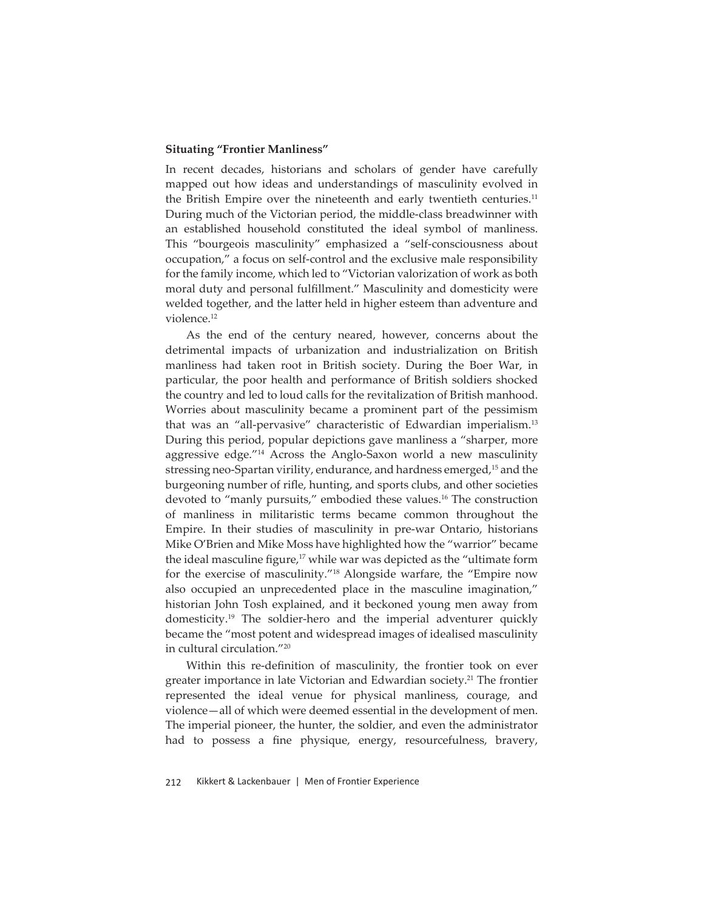### Situating "Frontier Manliness"

In recent decades, historians and scholars of gender have carefully mapped out how ideas and understandings of masculinity evolved in the British Empire over the nineteenth and early twentieth centuries.[11] During much of the Victorian period, the middle-class breadwinner with an established household constituted the ideal symbol of manliness. This "bourgeois masculinity" emphasized a "self-consciousness about occupation," a focus on self-control and the exclusive male responsibility for the family income, which led to "Victorian valorization of work as both moral duty and personal fulfillment." Masculinity and domesticity were welded together, and the latter held in higher esteem than adventure and violence.[12]

As the end of the century neared, however, concerns about the detrimental impacts of urbanization and industrialization on British manliness had taken root in British society. During the Boer War, in particular, the poor health and performance of British soldiers shocked the country and led to loud calls for the revitalization of British manhood. Worries about masculinity became a prominent part of the pessimism that was an "all-pervasive" characteristic of Edwardian imperialism.[13] During this period, popular depictions gave manliness a "sharper, more aggressive edge."[14] Across the Anglo-Saxon world a new masculinity stressing neo-Spartan virility, endurance, and hardness emerged,[15] and the burgeoning number of rifle, hunting, and sports clubs, and other societies devoted to "manly pursuits," embodied these values.[16] The construction of manliness in militaristic terms became common throughout the Empire. In their studies of masculinity in pre-war Ontario, historians Mike O'Brien and Mike Moss have highlighted how the "warrior" became the ideal masculine figure,[17] while war was depicted as the "ultimate form for the exercise of masculinity."[18] Alongside warfare, the "Empire now also occupied an unprecedented place in the masculine imagination," historian John Tosh explained, and it beckoned young men away from domesticity.[19] The soldier-hero and the imperial adventurer quickly became the "most potent and widespread images of idealised masculinity in cultural circulation."[20]

Within this re-definition of masculinity, the frontier took on ever greater importance in late Victorian and Edwardian society.[21] The frontier represented the ideal venue for physical manliness, courage, and violence—all of which were deemed essential in the development of men. The imperial pioneer, the hunter, the soldier, and even the administrator had to possess a fine physique, energy, resourcefulness, bravery,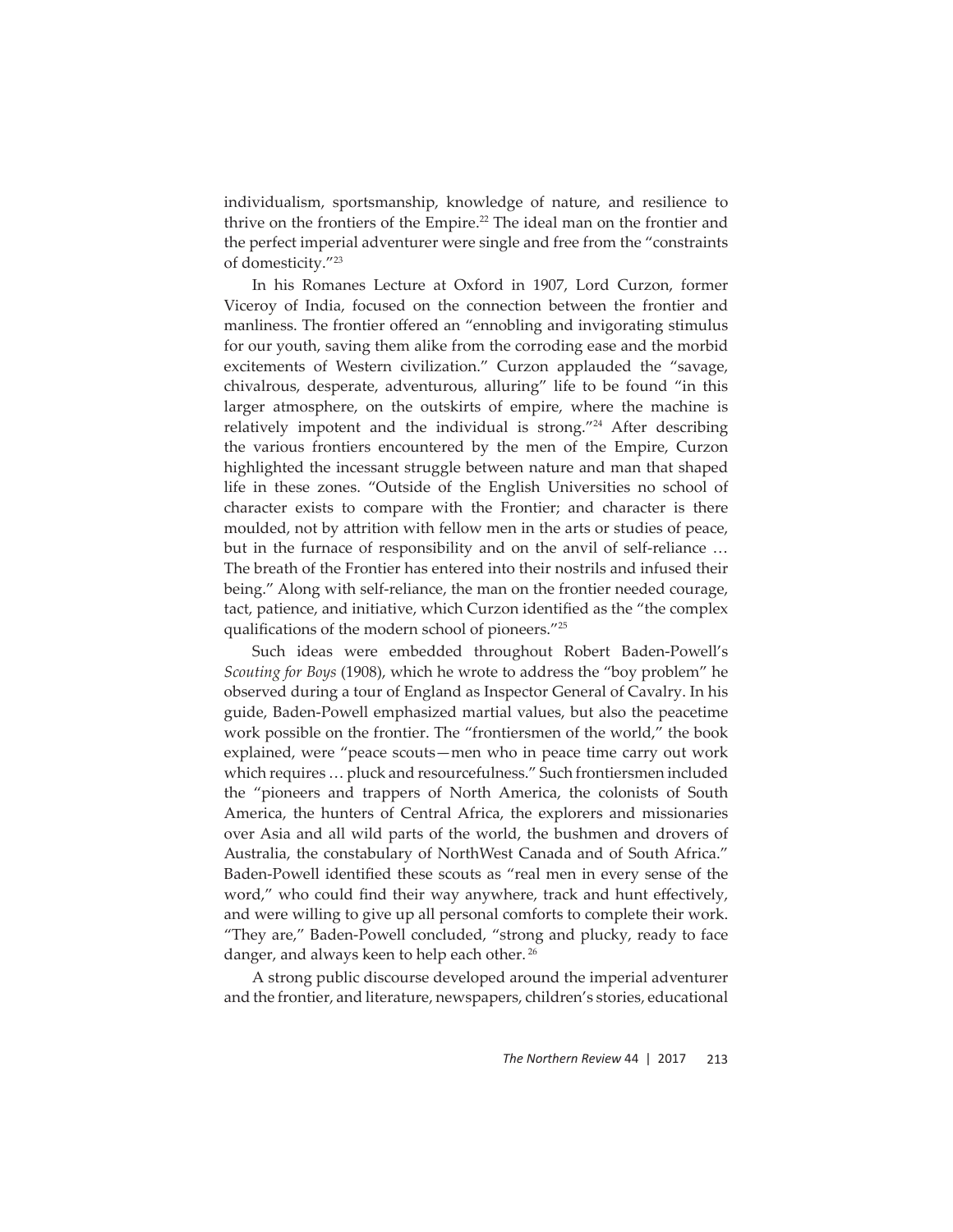individualism, sportsmanship, knowledge of nature, and resilience to thrive on the frontiers of the Empire.[22] The ideal man on the frontier and the perfect imperial adventurer were single and free from the "constraints of domesticity."[23]

In his Romanes Lecture at Oxford in 1907, Lord Curzon, former Viceroy of India, focused on the connection between the frontier and manliness. The frontier offered an "ennobling and invigorating stimulus for our youth, saving them alike from the corroding ease and the morbid excitements of Western civilization." Curzon applauded the "savage, chivalrous, desperate, adventurous, alluring" life to be found "in this larger atmosphere, on the outskirts of empire, where the machine is relatively impotent and the individual is strong."[24] After describing the various frontiers encountered by the men of the Empire, Curzon highlighted the incessant struggle between nature and man that shaped life in these zones. "Outside of the English Universities no school of character exists to compare with the Frontier; and character is there moulded, not by attrition with fellow men in the arts or studies of peace, but in the furnace of responsibility and on the anvil of self-reliance … The breath of the Frontier has entered into their nostrils and infused their being." Along with self-reliance, the man on the frontier needed courage, tact, patience, and initiative, which Curzon identified as the "the complex qualifications of the modern school of pioneers."[25]

Such ideas were embedded throughout Robert Baden-Powell's *Scouting for Boys* (1908), which he wrote to address the "boy problem" he observed during a tour of England as Inspector General of Cavalry. In his guide, Baden-Powell emphasized martial values, but also the peacetime work possible on the frontier. The "frontiersmen of the world," the book explained, were "peace scouts—men who in peace time carry out work which requires … pluck and resourcefulness." Such frontiersmen included the "pioneers and trappers of North America, the colonists of South America, the hunters of Central Africa, the explorers and missionaries over Asia and all wild parts of the world, the bushmen and drovers of Australia, the constabulary of NorthWest Canada and of South Africa." Baden-Powell identified these scouts as "real men in every sense of the word," who could find their way anywhere, track and hunt effectively, and were willing to give up all personal comforts to complete their work. "They are," Baden-Powell concluded, "strong and plucky, ready to face danger, and always keen to help each other.[26]

A strong public discourse developed around the imperial adventurer and the frontier, and literature, newspapers, children's stories, educational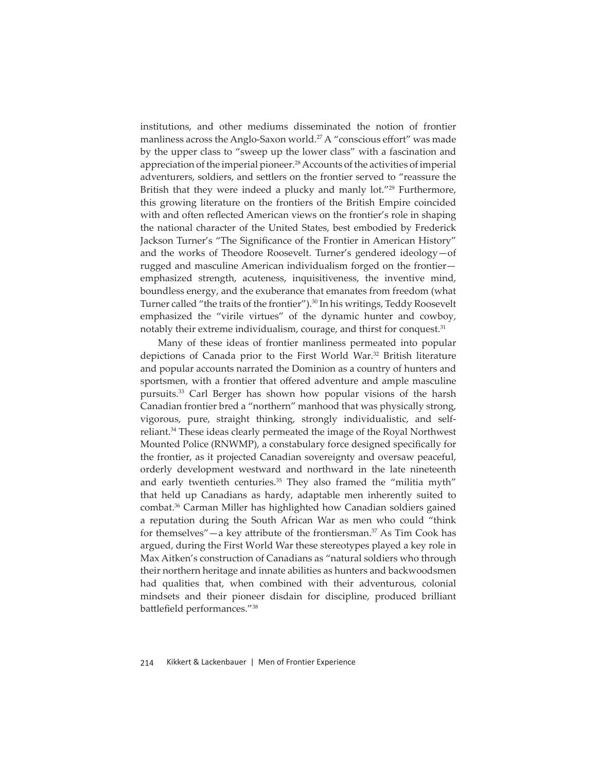institutions, and other mediums disseminated the notion of frontier manliness across the Anglo-Saxon world.[27] A "conscious effort" was made by the upper class to "sweep up the lower class" with a fascination and appreciation of the imperial pioneer.[28] Accounts of the activities of imperial adventurers, soldiers, and settlers on the frontier served to "reassure the British that they were indeed a plucky and manly lot."[29] Furthermore, this growing literature on the frontiers of the British Empire coincided with and often reflected American views on the frontier's role in shaping the national character of the United States, best embodied by Frederick Jackson Turner's "The Significance of the Frontier in American History" and the works of Theodore Roosevelt. Turner's gendered ideology—of rugged and masculine American individualism forged on the frontier—emphasized strength, acuteness, inquisitiveness, the inventive mind, boundless energy, and the exuberance that emanates from freedom (what Turner called "the traits of the frontier").[30] In his writings, Teddy Roosevelt emphasized the "virile virtues" of the dynamic hunter and cowboy, notably their extreme individualism, courage, and thirst for conquest.[31]

Many of these ideas of frontier manliness permeated into popular depictions of Canada prior to the First World War.[32] British literature and popular accounts narrated the Dominion as a country of hunters and sportsmen, with a frontier that offered adventure and ample masculine pursuits.[33] Carl Berger has shown how popular visions of the harsh Canadian frontier bred a "northern" manhood that was physically strong, vigorous, pure, straight thinking, strongly individualistic, and self-reliant.[34] These ideas clearly permeated the image of the Royal Northwest Mounted Police (RNWMP), a constabulary force designed specifically for the frontier, as it projected Canadian sovereignty and oversaw peaceful, orderly development westward and northward in the late nineteenth and early twentieth centuries.[35] They also framed the "militia myth" that held up Canadians as hardy, adaptable men inherently suited to combat.[36] Carman Miller has highlighted how Canadian soldiers gained a reputation during the South African War as men who could "think for themselves"—a key attribute of the frontiersman.[37] As Tim Cook has argued, during the First World War these stereotypes played a key role in Max Aitken's construction of Canadians as "natural soldiers who through their northern heritage and innate abilities as hunters and backwoodsmen had qualities that, when combined with their adventurous, colonial mindsets and their pioneer disdain for discipline, produced brilliant battlefield performances."[38]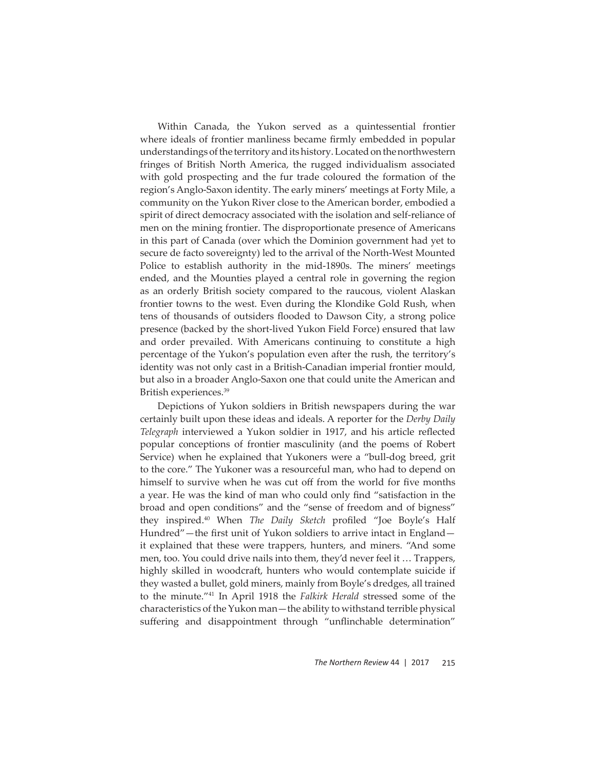Within Canada, the Yukon served as a quintessential frontier where ideals of frontier manliness became firmly embedded in popular understandings of the territory and its history. Located on the northwestern fringes of British North America, the rugged individualism associated with gold prospecting and the fur trade coloured the formation of the region's Anglo-Saxon identity. The early miners' meetings at Forty Mile, a community on the Yukon River close to the American border, embodied a spirit of direct democracy associated with the isolation and self-reliance of men on the mining frontier. The disproportionate presence of Americans in this part of Canada (over which the Dominion government had yet to secure de facto sovereignty) led to the arrival of the North-West Mounted Police to establish authority in the mid-1890s. The miners' meetings ended, and the Mounties played a central role in governing the region as an orderly British society compared to the raucous, violent Alaskan frontier towns to the west. Even during the Klondike Gold Rush, when tens of thousands of outsiders flooded to Dawson City, a strong police presence (backed by the short-lived Yukon Field Force) ensured that law and order prevailed. With Americans continuing to constitute a high percentage of the Yukon's population even after the rush, the territory's identity was not only cast in a British-Canadian imperial frontier mould, but also in a broader Anglo-Saxon one that could unite the American and British experiences.[39]

Depictions of Yukon soldiers in British newspapers during the war certainly built upon these ideas and ideals. A reporter for the *Derby Daily Telegraph* interviewed a Yukon soldier in 1917, and his article reflected popular conceptions of frontier masculinity (and the poems of Robert Service) when he explained that Yukoners were a "bull-dog breed, grit to the core." The Yukoner was a resourceful man, who had to depend on himself to survive when he was cut off from the world for five months a year. He was the kind of man who could only find "satisfaction in the broad and open conditions" and the "sense of freedom and of bigness" they inspired.[40] When *The Daily Sketch* profiled "Joe Boyle's Half Hundred"—the first unit of Yukon soldiers to arrive intact in England—it explained that these were trappers, hunters, and miners. "And some men, too. You could drive nails into them, they'd never feel it … Trappers, highly skilled in woodcraft, hunters who would contemplate suicide if they wasted a bullet, gold miners, mainly from Boyle's dredges, all trained to the minute."[41] In April 1918 the *Falkirk Herald* stressed some of the characteristics of the Yukon man—the ability to withstand terrible physical suffering and disappointment through "unflinchable determination"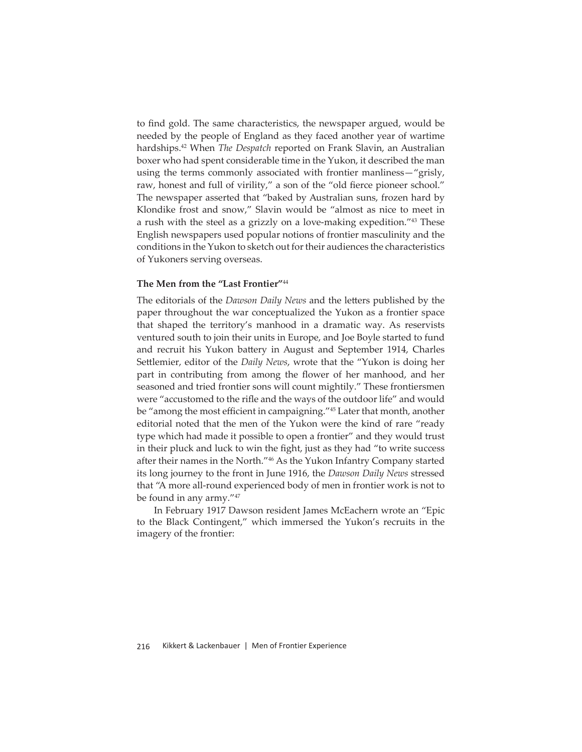to find gold. The same characteristics, the newspaper argued, would be needed by the people of England as they faced another year of wartime hardships.[42] When *The Despatch* reported on Frank Slavin, an Australian boxer who had spent considerable time in the Yukon, it described the man using the terms commonly associated with frontier manliness—"grisly, raw, honest and full of virility," a son of the "old fierce pioneer school." The newspaper asserted that "baked by Australian suns, frozen hard by Klondike frost and snow," Slavin would be "almost as nice to meet in a rush with the steel as a grizzly on a love-making expedition."[43] These English newspapers used popular notions of frontier masculinity and the conditions in the Yukon to sketch out for their audiences the characteristics of Yukoners serving overseas.

### The Men from the "Last Frontier"[44]

The editorials of the *Dawson Daily News* and the letters published by the paper throughout the war conceptualized the Yukon as a frontier space that shaped the territory's manhood in a dramatic way. As reservists ventured south to join their units in Europe, and Joe Boyle started to fund and recruit his Yukon battery in August and September 1914, Charles Settlemier, editor of the *Daily News*, wrote that the "Yukon is doing her part in contributing from among the flower of her manhood, and her seasoned and tried frontier sons will count mightily." These frontiersmen were "accustomed to the rifle and the ways of the outdoor life" and would be "among the most efficient in campaigning."[45] Later that month, another editorial noted that the men of the Yukon were the kind of rare "ready type which had made it possible to open a frontier" and they would trust in their pluck and luck to win the fight, just as they had "to write success after their names in the North."[46] As the Yukon Infantry Company started its long journey to the front in June 1916, the *Dawson Daily News* stressed that "A more all-round experienced body of men in frontier work is not to be found in any army."[47]

In February 1917 Dawson resident James McEachern wrote an "Epic to the Black Contingent," which immersed the Yukon's recruits in the imagery of the frontier: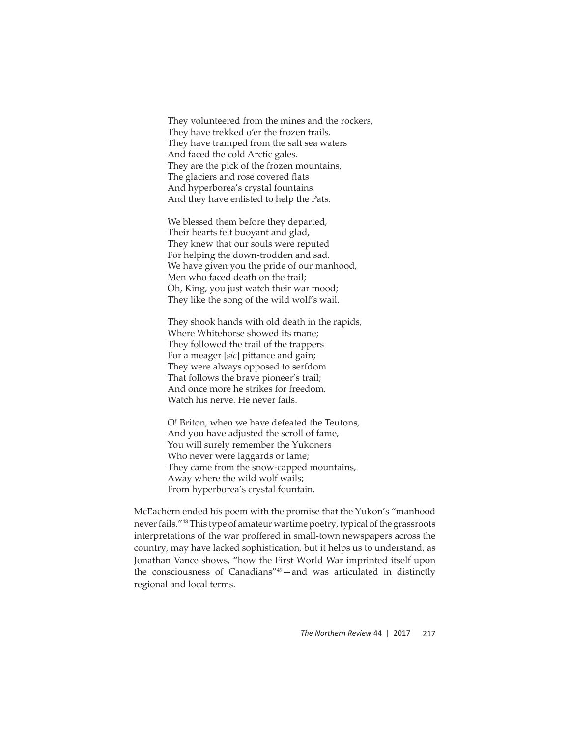They volunteered from the mines and the rockers,  
They have trekked o'er the frozen trails.  
They have tramped from the salt sea waters  
And faced the cold Arctic gales.  
They are the pick of the frozen mountains,  
The glaciers and rose covered flats  
And hyperborea's crystal fountains  
And they have enlisted to help the Pats.

We blessed them before they departed,  
Their hearts felt buoyant and glad,  
They knew that our souls were reputed  
For helping the down-trodden and sad.  
We have given you the pride of our manhood,  
Men who faced death on the trail;  
Oh, King, you just watch their war mood;  
They like the song of the wild wolf's wail.

They shook hands with old death in the rapids,  
Where Whitehorse showed its mane;  
They followed the trail of the trappers  
For a meager [*sic*] pittance and gain;  
They were always opposed to serfdom  
That follows the brave pioneer's trail;  
And once more he strikes for freedom.  
Watch his nerve. He never fails.

O! Briton, when we have defeated the Teutons,  
And you have adjusted the scroll of fame,  
You will surely remember the Yukoners  
Who never were laggards or lame;  
They came from the snow-capped mountains,  
Away where the wild wolf wails;  
From hyperborea's crystal fountain.

McEachern ended his poem with the promise that the Yukon's "manhood never fails."[48] This type of amateur wartime poetry, typical of the grassroots interpretations of the war proffered in small-town newspapers across the country, may have lacked sophistication, but it helps us to understand, as Jonathan Vance shows, "how the First World War imprinted itself upon the consciousness of Canadians"[49]—and was articulated in distinctly regional and local terms.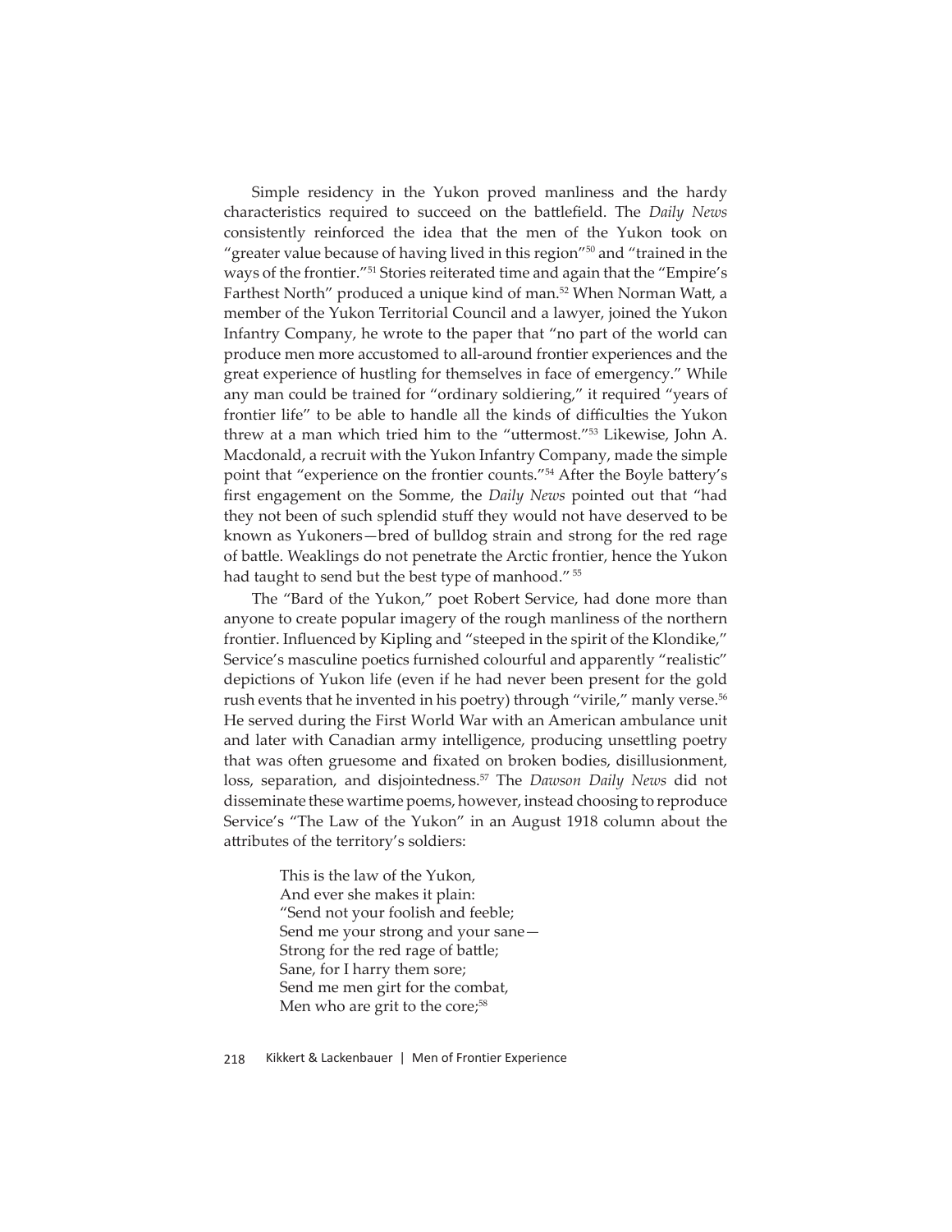Simple residency in the Yukon proved manliness and the hardy characteristics required to succeed on the battlefield. The *Daily News* consistently reinforced the idea that the men of the Yukon took on "greater value because of having lived in this region"[50] and "trained in the ways of the frontier."[51] Stories reiterated time and again that the "Empire's Farthest North" produced a unique kind of man.[52] When Norman Watt, a member of the Yukon Territorial Council and a lawyer, joined the Yukon Infantry Company, he wrote to the paper that "no part of the world can produce men more accustomed to all-around frontier experiences and the great experience of hustling for themselves in face of emergency." While any man could be trained for "ordinary soldiering," it required "years of frontier life" to be able to handle all the kinds of difficulties the Yukon threw at a man which tried him to the "uttermost."[53] Likewise, John A. Macdonald, a recruit with the Yukon Infantry Company, made the simple point that "experience on the frontier counts."[54] After the Boyle battery's first engagement on the Somme, the *Daily News* pointed out that "had they not been of such splendid stuff they would not have deserved to be known as Yukoners—bred of bulldog strain and strong for the red rage of battle. Weaklings do not penetrate the Arctic frontier, hence the Yukon had taught to send but the best type of manhood."[55]

The "Bard of the Yukon," poet Robert Service, had done more than anyone to create popular imagery of the rough manliness of the northern frontier. Influenced by Kipling and "steeped in the spirit of the Klondike," Service's masculine poetics furnished colourful and apparently "realistic" depictions of Yukon life (even if he had never been present for the gold rush events that he invented in his poetry) through "virile," manly verse.[56] He served during the First World War with an American ambulance unit and later with Canadian army intelligence, producing unsettling poetry that was often gruesome and fixated on broken bodies, disillusionment, loss, separation, and disjointedness.[57] The *Dawson Daily News* did not disseminate these wartime poems, however, instead choosing to reproduce Service's "The Law of the Yukon" in an August 1918 column about the attributes of the territory's soldiers:

> This is the law of the Yukon,
> And ever she makes it plain:
> "Send not your foolish and feeble;
> Send me your strong and your sane—
> Strong for the red rage of battle;
> Sane, for I harry them sore;
> Send me men girt for the combat,
> Men who are grit to the core;[58]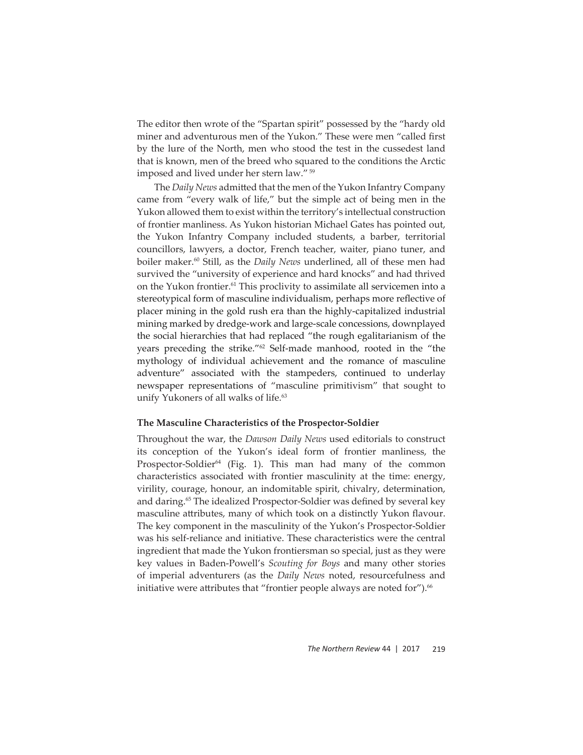The editor then wrote of the "Spartan spirit" possessed by the "hardy old miner and adventurous men of the Yukon." These were men "called first by the lure of the North, men who stood the test in the cussedest land that is known, men of the breed who squared to the conditions the Arctic imposed and lived under her stern law." [59]

The *Daily News* admitted that the men of the Yukon Infantry Company came from "every walk of life," but the simple act of being men in the Yukon allowed them to exist within the territory's intellectual construction of frontier manliness. As Yukon historian Michael Gates has pointed out, the Yukon Infantry Company included students, a barber, territorial councillors, lawyers, a doctor, French teacher, waiter, piano tuner, and boiler maker.[60] Still, as the *Daily News* underlined, all of these men had survived the "university of experience and hard knocks" and had thrived on the Yukon frontier.[61] This proclivity to assimilate all servicemen into a stereotypical form of masculine individualism, perhaps more reflective of placer mining in the gold rush era than the highly-capitalized industrial mining marked by dredge-work and large-scale concessions, downplayed the social hierarchies that had replaced "the rough egalitarianism of the years preceding the strike."[62] Self-made manhood, rooted in the "the mythology of individual achievement and the romance of masculine adventure" associated with the stampeders, continued to underlay newspaper representations of "masculine primitivism" that sought to unify Yukoners of all walks of life.[63]

### The Masculine Characteristics of the Prospector-Soldier

Throughout the war, the *Dawson Daily News* used editorials to construct its conception of the Yukon's ideal form of frontier manliness, the Prospector-Soldier[64] (Fig. 1). This man had many of the common characteristics associated with frontier masculinity at the time: energy, virility, courage, honour, an indomitable spirit, chivalry, determination, and daring.[65] The idealized Prospector-Soldier was defined by several key masculine attributes, many of which took on a distinctly Yukon flavour. The key component in the masculinity of the Yukon's Prospector-Soldier was his self-reliance and initiative. These characteristics were the central ingredient that made the Yukon frontiersman so special, just as they were key values in Baden-Powell's *Scouting for Boys* and many other stories of imperial adventurers (as the *Daily News* noted, resourcefulness and initiative were attributes that "frontier people always are noted for").[66]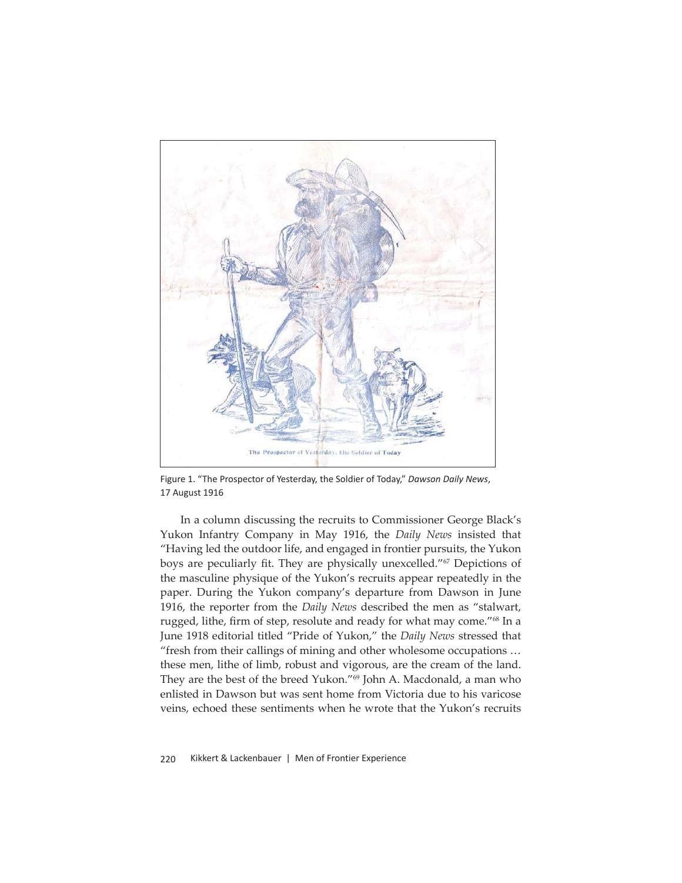Figure 1. "The Prospector of Yesterday, the Soldier of Today," *Dawson Daily News*, 17 August 1916

In a column discussing the recruits to Commissioner George Black's Yukon Infantry Company in May 1916, the *Daily News* insisted that "Having led the outdoor life, and engaged in frontier pursuits, the Yukon boys are peculiarly fit. They are physically unexcelled."[67] Depictions of the masculine physique of the Yukon's recruits appear repeatedly in the paper. During the Yukon company's departure from Dawson in June 1916, the reporter from the *Daily News* described the men as "stalwart, rugged, lithe, firm of step, resolute and ready for what may come."[68] In a June 1918 editorial titled "Pride of Yukon," the *Daily News* stressed that "fresh from their callings of mining and other wholesome occupations … these men, lithe of limb, robust and vigorous, are the cream of the land. They are the best of the breed Yukon."[69] John A. Macdonald, a man who enlisted in Dawson but was sent home from Victoria due to his varicose veins, echoed these sentiments when he wrote that the Yukon's recruits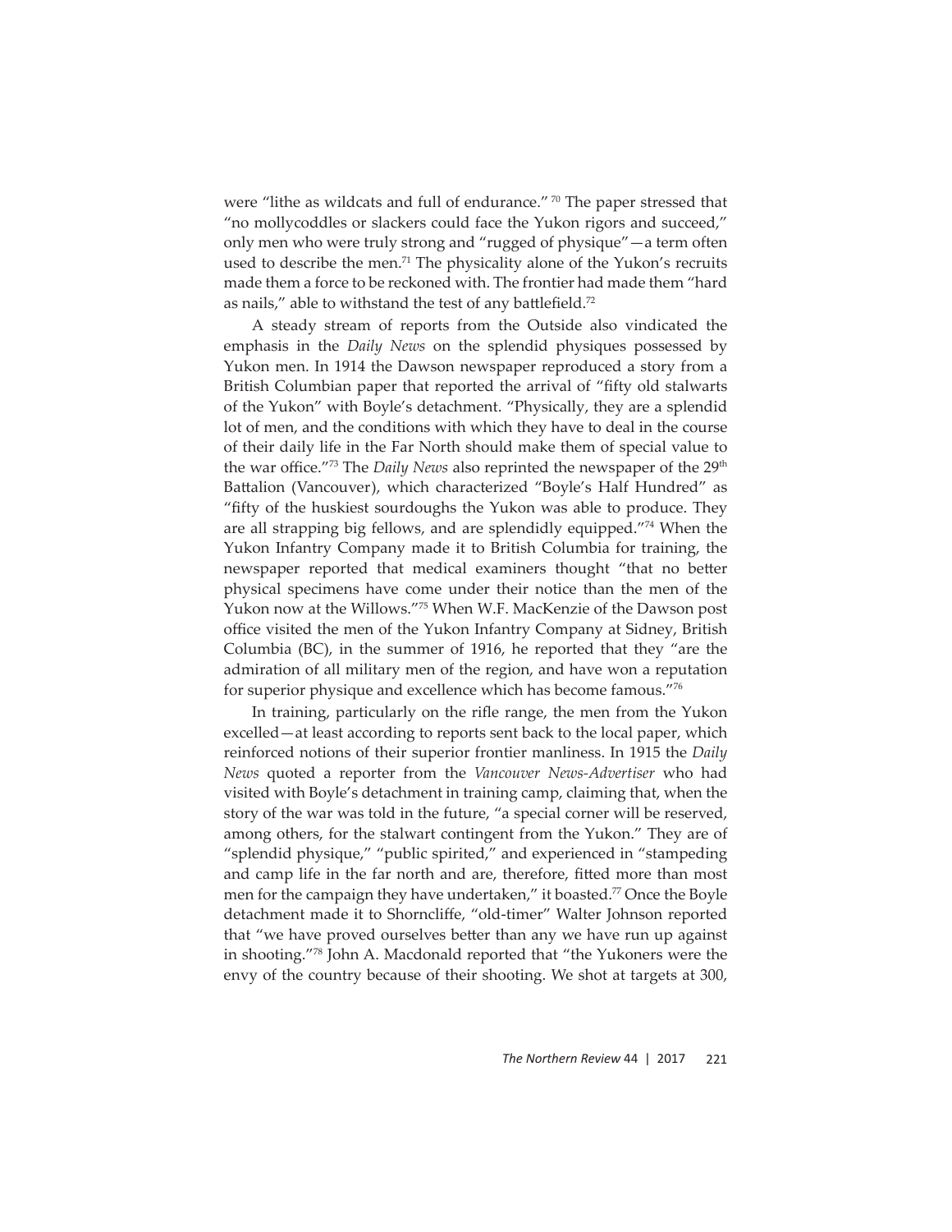were "lithe as wildcats and full of endurance." [70] The paper stressed that "no mollycoddles or slackers could face the Yukon rigors and succeed," only men who were truly strong and "rugged of physique"—a term often used to describe the men.[71] The physicality alone of the Yukon's recruits made them a force to be reckoned with. The frontier had made them "hard as nails," able to withstand the test of any battlefield.[72]

A steady stream of reports from the Outside also vindicated the emphasis in the *Daily News* on the splendid physiques possessed by Yukon men. In 1914 the Dawson newspaper reproduced a story from a British Columbian paper that reported the arrival of "fifty old stalwarts of the Yukon" with Boyle's detachment. "Physically, they are a splendid lot of men, and the conditions with which they have to deal in the course of their daily life in the Far North should make them of special value to the war office."[73] The *Daily News* also reprinted the newspaper of the 29th Battalion (Vancouver), which characterized "Boyle's Half Hundred" as "fifty of the huskiest sourdoughs the Yukon was able to produce. They are all strapping big fellows, and are splendidly equipped."[74] When the Yukon Infantry Company made it to British Columbia for training, the newspaper reported that medical examiners thought "that no better physical specimens have come under their notice than the men of the Yukon now at the Willows."[75] When W.F. MacKenzie of the Dawson post office visited the men of the Yukon Infantry Company at Sidney, British Columbia (BC), in the summer of 1916, he reported that they "are the admiration of all military men of the region, and have won a reputation for superior physique and excellence which has become famous."[76]

In training, particularly on the rifle range, the men from the Yukon excelled—at least according to reports sent back to the local paper, which reinforced notions of their superior frontier manliness. In 1915 the *Daily News* quoted a reporter from the *Vancouver News-Advertiser* who had visited with Boyle's detachment in training camp, claiming that, when the story of the war was told in the future, "a special corner will be reserved, among others, for the stalwart contingent from the Yukon." They are of "splendid physique," "public spirited," and experienced in "stampeding and camp life in the far north and are, therefore, fitted more than most men for the campaign they have undertaken," it boasted.[77] Once the Boyle detachment made it to Shorncliffe, "old-timer" Walter Johnson reported that "we have proved ourselves better than any we have run up against in shooting."[78] John A. Macdonald reported that "the Yukoners were the envy of the country because of their shooting. We shot at targets at 300,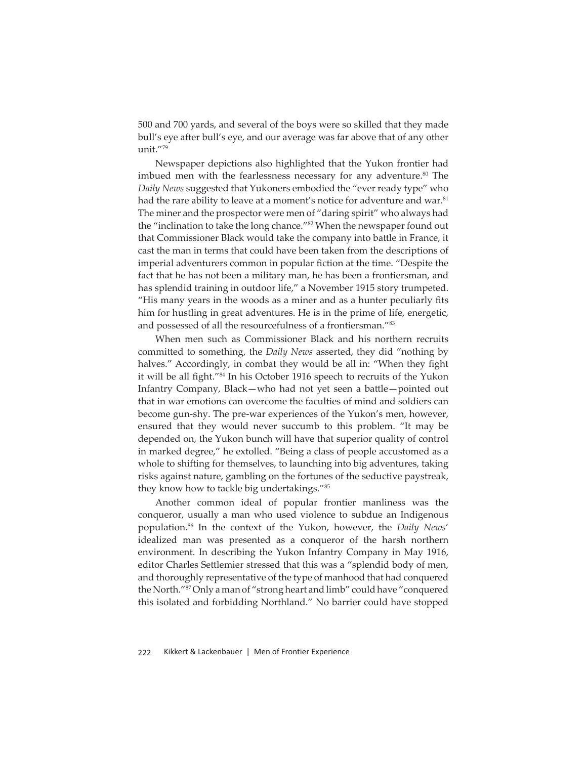500 and 700 yards, and several of the boys were so skilled that they made bull's eye after bull's eye, and our average was far above that of any other unit."[79]

Newspaper depictions also highlighted that the Yukon frontier had imbued men with the fearlessness necessary for any adventure.[80] The *Daily News* suggested that Yukoners embodied the "ever ready type" who had the rare ability to leave at a moment's notice for adventure and war.[81] The miner and the prospector were men of "daring spirit" who always had the "inclination to take the long chance."[82] When the newspaper found out that Commissioner Black would take the company into battle in France, it cast the man in terms that could have been taken from the descriptions of imperial adventurers common in popular fiction at the time. "Despite the fact that he has not been a military man, he has been a frontiersman, and has splendid training in outdoor life," a November 1915 story trumpeted. "His many years in the woods as a miner and as a hunter peculiarly fits him for hustling in great adventures. He is in the prime of life, energetic, and possessed of all the resourcefulness of a frontiersman."[83]

When men such as Commissioner Black and his northern recruits committed to something, the *Daily News* asserted, they did "nothing by halves." Accordingly, in combat they would be all in: "When they fight it will be all fight."[84] In his October 1916 speech to recruits of the Yukon Infantry Company, Black—who had not yet seen a battle—pointed out that in war emotions can overcome the faculties of mind and soldiers can become gun-shy. The pre-war experiences of the Yukon's men, however, ensured that they would never succumb to this problem. "It may be depended on, the Yukon bunch will have that superior quality of control in marked degree," he extolled. "Being a class of people accustomed as a whole to shifting for themselves, to launching into big adventures, taking risks against nature, gambling on the fortunes of the seductive paystreak, they know how to tackle big undertakings."[85]

Another common ideal of popular frontier manliness was the conqueror, usually a man who used violence to subdue an Indigenous population.[86] In the context of the Yukon, however, the *Daily News*' idealized man was presented as a conqueror of the harsh northern environment. In describing the Yukon Infantry Company in May 1916, editor Charles Settlemier stressed that this was a "splendid body of men, and thoroughly representative of the type of manhood that had conquered the North."[87] Only a man of "strong heart and limb" could have "conquered this isolated and forbidding Northland." No barrier could have stopped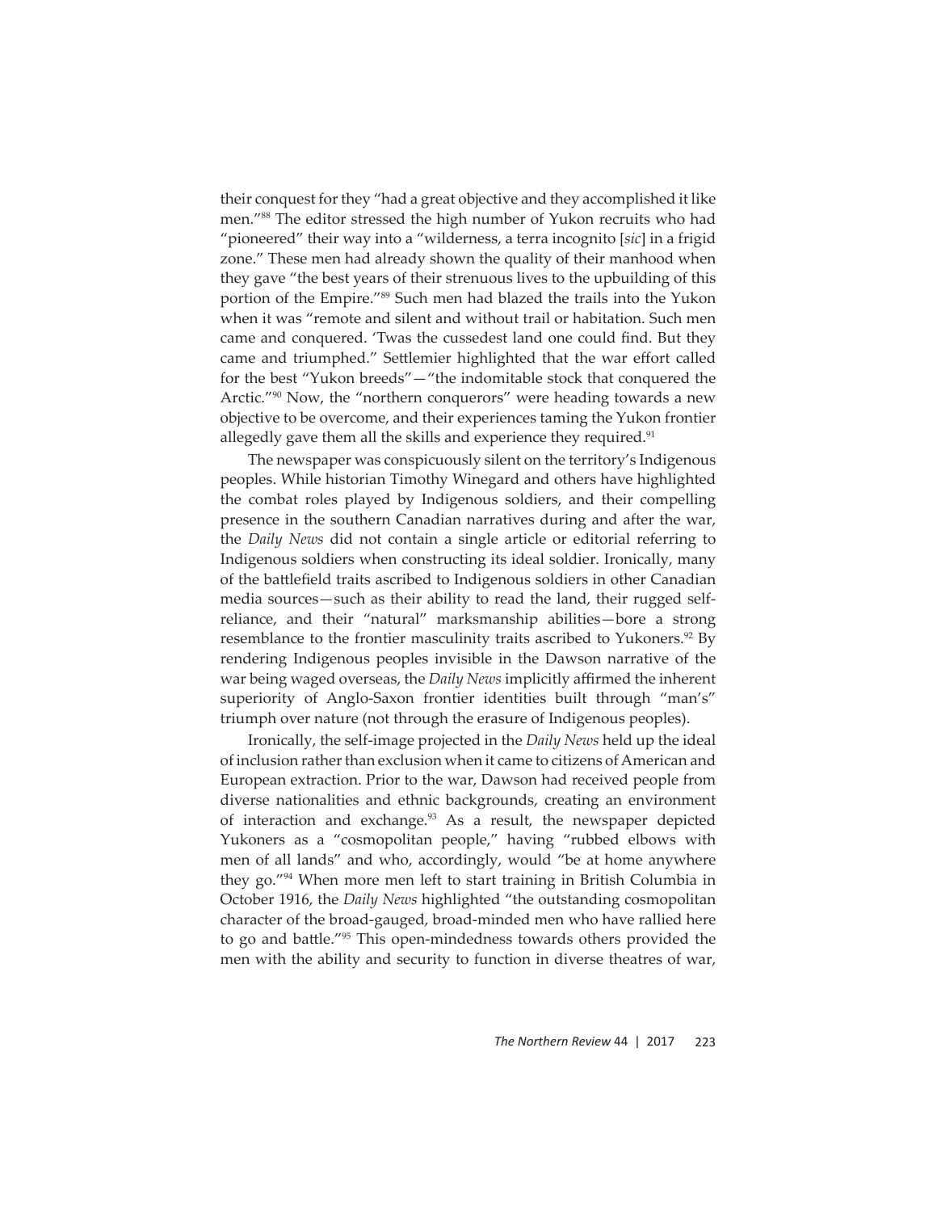their conquest for they "had a great objective and they accomplished it like men."[88] The editor stressed the high number of Yukon recruits who had "pioneered" their way into a "wilderness, a terra incognito [*sic*] in a frigid zone." These men had already shown the quality of their manhood when they gave "the best years of their strenuous lives to the upbuilding of this portion of the Empire."[89] Such men had blazed the trails into the Yukon when it was "remote and silent and without trail or habitation. Such men came and conquered. 'Twas the cussedest land one could find. But they came and triumphed." Settlemier highlighted that the war effort called for the best "Yukon breeds"—"the indomitable stock that conquered the Arctic."[90] Now, the "northern conquerors" were heading towards a new objective to be overcome, and their experiences taming the Yukon frontier allegedly gave them all the skills and experience they required.[91]

The newspaper was conspicuously silent on the territory's Indigenous peoples. While historian Timothy Winegard and others have highlighted the combat roles played by Indigenous soldiers, and their compelling presence in the southern Canadian narratives during and after the war, the *Daily News* did not contain a single article or editorial referring to Indigenous soldiers when constructing its ideal soldier. Ironically, many of the battlefield traits ascribed to Indigenous soldiers in other Canadian media sources—such as their ability to read the land, their rugged self-reliance, and their "natural" marksmanship abilities—bore a strong resemblance to the frontier masculinity traits ascribed to Yukoners.[92] By rendering Indigenous peoples invisible in the Dawson narrative of the war being waged overseas, the *Daily News* implicitly affirmed the inherent superiority of Anglo-Saxon frontier identities built through "man's" triumph over nature (not through the erasure of Indigenous peoples).

Ironically, the self-image projected in the *Daily News* held up the ideal of inclusion rather than exclusion when it came to citizens of American and European extraction. Prior to the war, Dawson had received people from diverse nationalities and ethnic backgrounds, creating an environment of interaction and exchange.[93] As a result, the newspaper depicted Yukoners as a "cosmopolitan people," having "rubbed elbows with men of all lands" and who, accordingly, would "be at home anywhere they go."[94] When more men left to start training in British Columbia in October 1916, the *Daily News* highlighted "the outstanding cosmopolitan character of the broad-gauged, broad-minded men who have rallied here to go and battle."[95] This open-mindedness towards others provided the men with the ability and security to function in diverse theatres of war,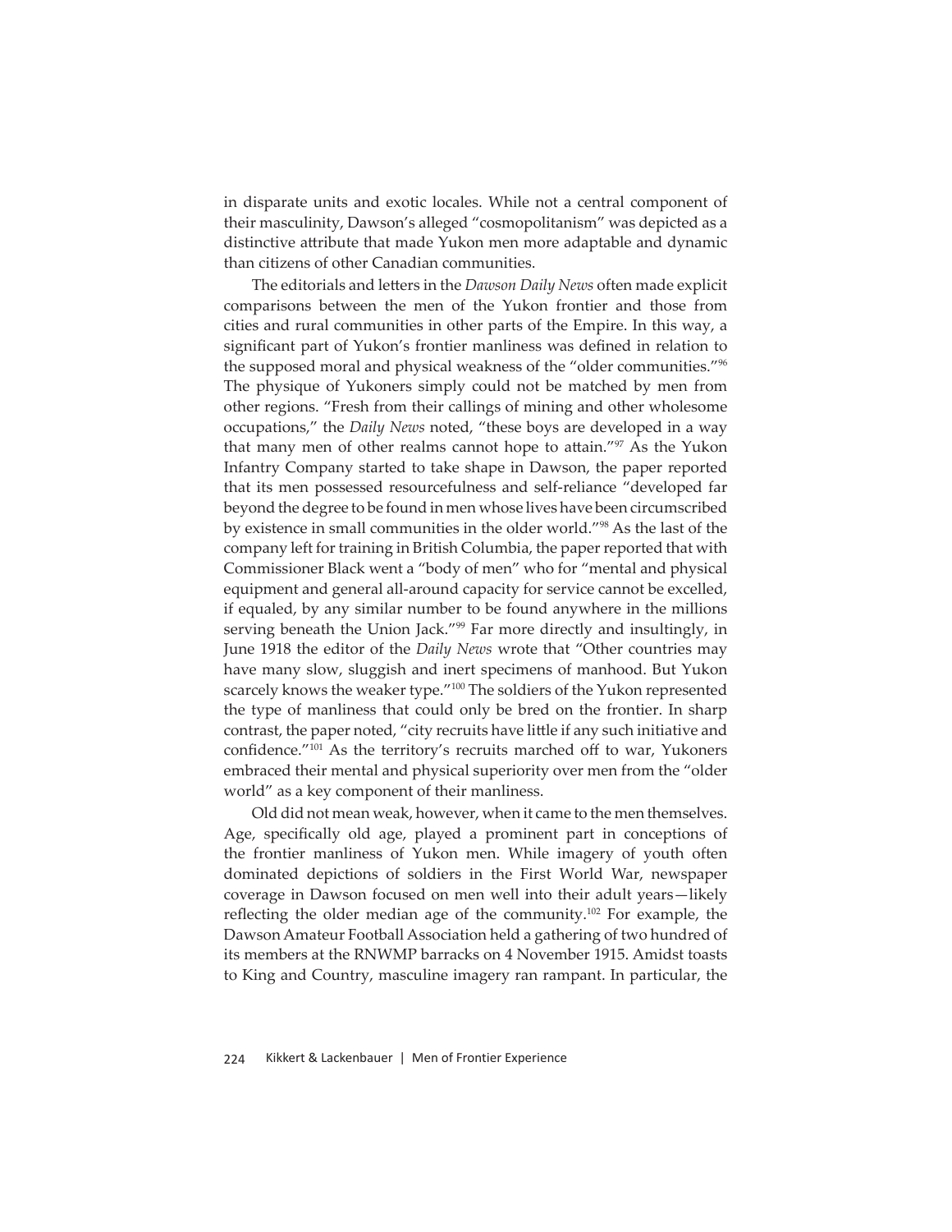in disparate units and exotic locales. While not a central component of their masculinity, Dawson's alleged "cosmopolitanism" was depicted as a distinctive attribute that made Yukon men more adaptable and dynamic than citizens of other Canadian communities.

The editorials and letters in the *Dawson Daily News* often made explicit comparisons between the men of the Yukon frontier and those from cities and rural communities in other parts of the Empire. In this way, a significant part of Yukon's frontier manliness was defined in relation to the supposed moral and physical weakness of the "older communities."[96] The physique of Yukoners simply could not be matched by men from other regions. "Fresh from their callings of mining and other wholesome occupations," the *Daily News* noted, "these boys are developed in a way that many men of other realms cannot hope to attain."[97] As the Yukon Infantry Company started to take shape in Dawson, the paper reported that its men possessed resourcefulness and self-reliance "developed far beyond the degree to be found in men whose lives have been circumscribed by existence in small communities in the older world."[98] As the last of the company left for training in British Columbia, the paper reported that with Commissioner Black went a "body of men" who for "mental and physical equipment and general all-around capacity for service cannot be excelled, if equaled, by any similar number to be found anywhere in the millions serving beneath the Union Jack."[99] Far more directly and insultingly, in June 1918 the editor of the *Daily News* wrote that "Other countries may have many slow, sluggish and inert specimens of manhood. But Yukon scarcely knows the weaker type."[100] The soldiers of the Yukon represented the type of manliness that could only be bred on the frontier. In sharp contrast, the paper noted, "city recruits have little if any such initiative and confidence."[101] As the territory's recruits marched off to war, Yukoners embraced their mental and physical superiority over men from the "older world" as a key component of their manliness.

Old did not mean weak, however, when it came to the men themselves. Age, specifically old age, played a prominent part in conceptions of the frontier manliness of Yukon men. While imagery of youth often dominated depictions of soldiers in the First World War, newspaper coverage in Dawson focused on men well into their adult years—likely reflecting the older median age of the community.[102] For example, the Dawson Amateur Football Association held a gathering of two hundred of its members at the RNWMP barracks on 4 November 1915. Amidst toasts to King and Country, masculine imagery ran rampant. In particular, the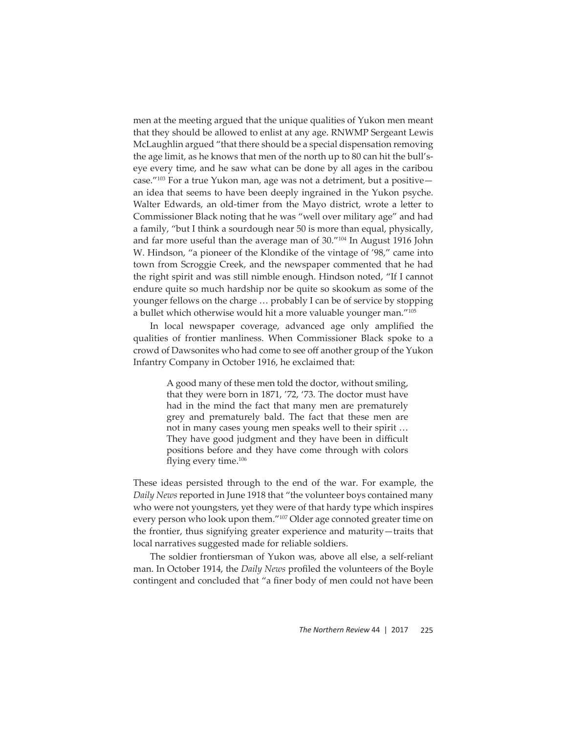men at the meeting argued that the unique qualities of Yukon men meant that they should be allowed to enlist at any age. RNWMP Sergeant Lewis McLaughlin argued "that there should be a special dispensation removing the age limit, as he knows that men of the north up to 80 can hit the bull's-eye every time, and he saw what can be done by all ages in the caribou case."[103] For a true Yukon man, age was not a detriment, but a positive—an idea that seems to have been deeply ingrained in the Yukon psyche. Walter Edwards, an old-timer from the Mayo district, wrote a letter to Commissioner Black noting that he was "well over military age" and had a family, "but I think a sourdough near 50 is more than equal, physically, and far more useful than the average man of 30."[104] In August 1916 John W. Hindson, "a pioneer of the Klondike of the vintage of '98," came into town from Scroggie Creek, and the newspaper commented that he had the right spirit and was still nimble enough. Hindson noted, "If I cannot endure quite so much hardship nor be quite so skookum as some of the younger fellows on the charge … probably I can be of service by stopping a bullet which otherwise would hit a more valuable younger man."[105]

In local newspaper coverage, advanced age only amplified the qualities of frontier manliness. When Commissioner Black spoke to a crowd of Dawsonites who had come to see off another group of the Yukon Infantry Company in October 1916, he exclaimed that:

> A good many of these men told the doctor, without smiling, that they were born in 1871, '72, '73. The doctor must have had in the mind the fact that many men are prematurely grey and prematurely bald. The fact that these men are not in many cases young men speaks well to their spirit … They have good judgment and they have been in difficult positions before and they have come through with colors flying every time.[106]

These ideas persisted through to the end of the war. For example, the *Daily News* reported in June 1918 that "the volunteer boys contained many who were not youngsters, yet they were of that hardy type which inspires every person who look upon them."[107] Older age connoted greater time on the frontier, thus signifying greater experience and maturity—traits that local narratives suggested made for reliable soldiers.

The soldier frontiersman of Yukon was, above all else, a self-reliant man. In October 1914, the *Daily News* profiled the volunteers of the Boyle contingent and concluded that "a finer body of men could not have been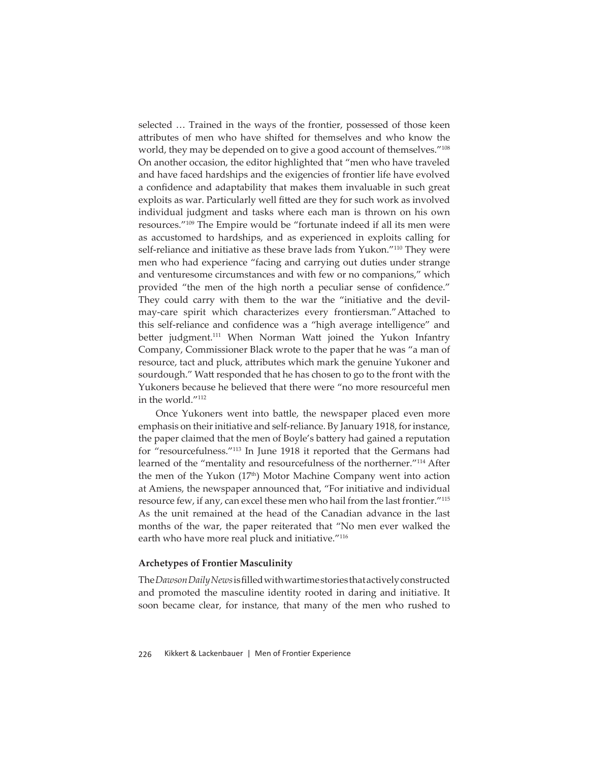selected … Trained in the ways of the frontier, possessed of those keen attributes of men who have shifted for themselves and who know the world, they may be depended on to give a good account of themselves."[108] On another occasion, the editor highlighted that "men who have traveled and have faced hardships and the exigencies of frontier life have evolved a confidence and adaptability that makes them invaluable in such great exploits as war. Particularly well fitted are they for such work as involved individual judgment and tasks where each man is thrown on his own resources."[109] The Empire would be "fortunate indeed if all its men were as accustomed to hardships, and as experienced in exploits calling for self-reliance and initiative as these brave lads from Yukon."[110] They were men who had experience "facing and carrying out duties under strange and venturesome circumstances and with few or no companions," which provided "the men of the high north a peculiar sense of confidence." They could carry with them to the war the "initiative and the devil-may-care spirit which characterizes every frontiersman." Attached to this self-reliance and confidence was a "high average intelligence" and better judgment.[111] When Norman Watt joined the Yukon Infantry Company, Commissioner Black wrote to the paper that he was "a man of resource, tact and pluck, attributes which mark the genuine Yukoner and sourdough." Watt responded that he has chosen to go to the front with the Yukoners because he believed that there were "no more resourceful men in the world."[112]

Once Yukoners went into battle, the newspaper placed even more emphasis on their initiative and self-reliance. By January 1918, for instance, the paper claimed that the men of Boyle's battery had gained a reputation for "resourcefulness."[113] In June 1918 it reported that the Germans had learned of the "mentality and resourcefulness of the northerner."[114] After the men of the Yukon (17th) Motor Machine Company went into action at Amiens, the newspaper announced that, "For initiative and individual resource few, if any, can excel these men who hail from the last frontier."[115] As the unit remained at the head of the Canadian advance in the last months of the war, the paper reiterated that "No men ever walked the earth who have more real pluck and initiative."[116]

**Archetypes of Frontier Masculinity**

The *Dawson Daily News* is filled with wartime stories that actively constructed and promoted the masculine identity rooted in daring and initiative. It soon became clear, for instance, that many of the men who rushed to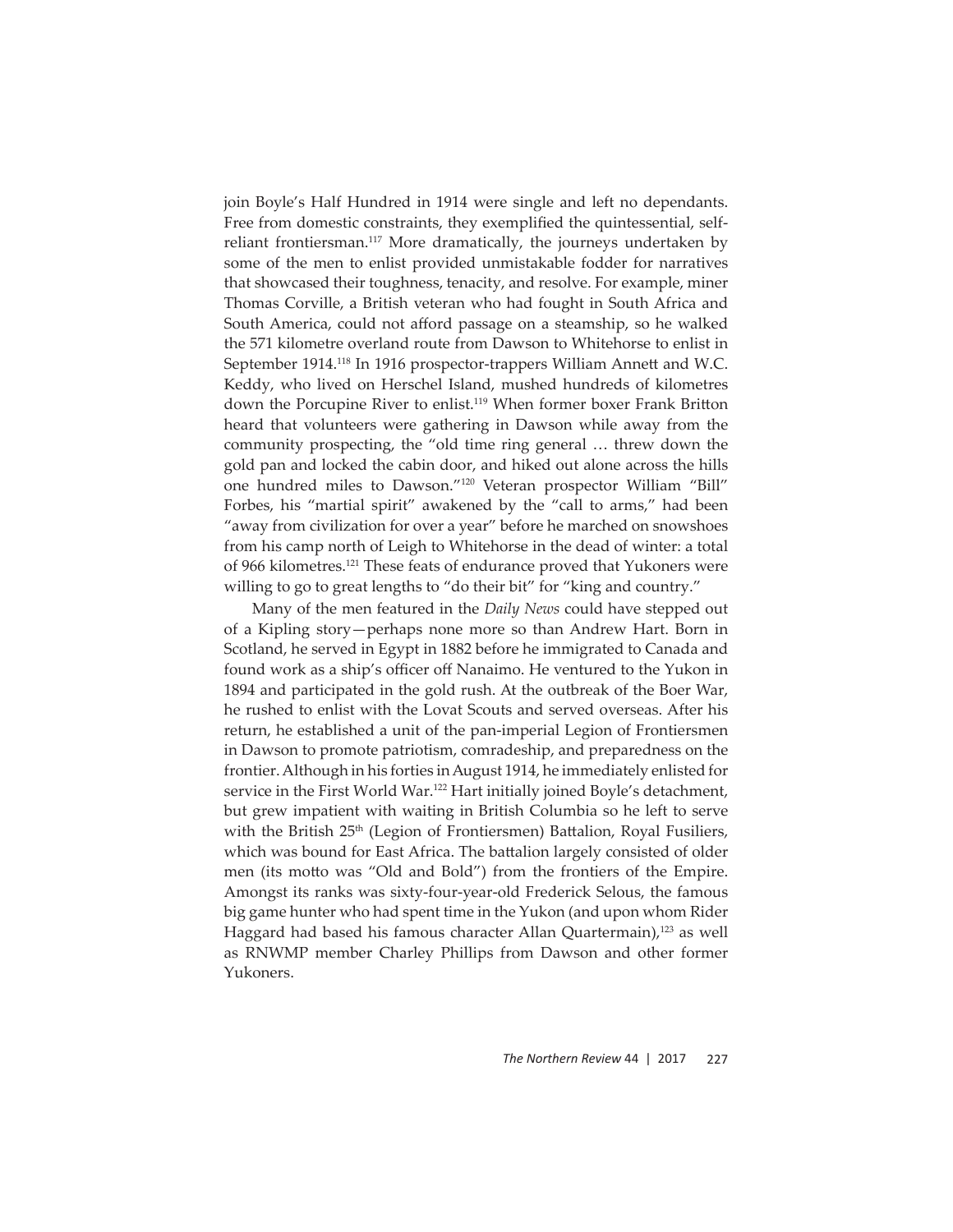join Boyle's Half Hundred in 1914 were single and left no dependants. Free from domestic constraints, they exemplified the quintessential, self-reliant frontiersman.[117] More dramatically, the journeys undertaken by some of the men to enlist provided unmistakable fodder for narratives that showcased their toughness, tenacity, and resolve. For example, miner Thomas Corville, a British veteran who had fought in South Africa and South America, could not afford passage on a steamship, so he walked the 571 kilometre overland route from Dawson to Whitehorse to enlist in September 1914.[118] In 1916 prospector-trappers William Annett and W.C. Keddy, who lived on Herschel Island, mushed hundreds of kilometres down the Porcupine River to enlist.[119] When former boxer Frank Britton heard that volunteers were gathering in Dawson while away from the community prospecting, the "old time ring general … threw down the gold pan and locked the cabin door, and hiked out alone across the hills one hundred miles to Dawson."[120] Veteran prospector William "Bill" Forbes, his "martial spirit" awakened by the "call to arms," had been "away from civilization for over a year" before he marched on snowshoes from his camp north of Leigh to Whitehorse in the dead of winter: a total of 966 kilometres.[121] These feats of endurance proved that Yukoners were willing to go to great lengths to "do their bit" for "king and country."

Many of the men featured in the *Daily News* could have stepped out of a Kipling story—perhaps none more so than Andrew Hart. Born in Scotland, he served in Egypt in 1882 before he immigrated to Canada and found work as a ship's officer off Nanaimo. He ventured to the Yukon in 1894 and participated in the gold rush. At the outbreak of the Boer War, he rushed to enlist with the Lovat Scouts and served overseas. After his return, he established a unit of the pan-imperial Legion of Frontiersmen in Dawson to promote patriotism, comradeship, and preparedness on the frontier. Although in his forties in August 1914, he immediately enlisted for service in the First World War.[122] Hart initially joined Boyle's detachment, but grew impatient with waiting in British Columbia so he left to serve with the British 25th (Legion of Frontiersmen) Battalion, Royal Fusiliers, which was bound for East Africa. The battalion largely consisted of older men (its motto was "Old and Bold") from the frontiers of the Empire. Amongst its ranks was sixty-four-year-old Frederick Selous, the famous big game hunter who had spent time in the Yukon (and upon whom Rider Haggard had based his famous character Allan Quartermain),[123] as well as RNWMP member Charley Phillips from Dawson and other former Yukoners.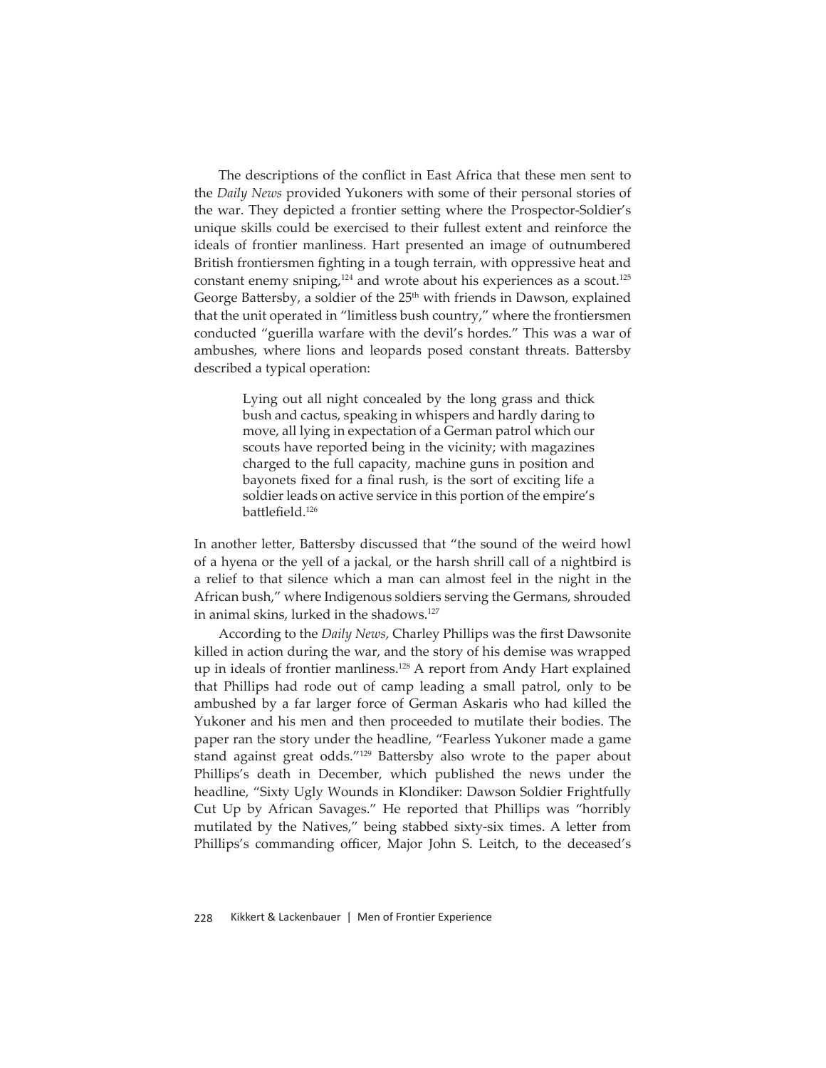The descriptions of the conflict in East Africa that these men sent to the *Daily News* provided Yukoners with some of their personal stories of the war. They depicted a frontier setting where the Prospector-Soldier's unique skills could be exercised to their fullest extent and reinforce the ideals of frontier manliness. Hart presented an image of outnumbered British frontiersmen fighting in a tough terrain, with oppressive heat and constant enemy sniping,[124] and wrote about his experiences as a scout.[125] George Battersby, a soldier of the 25th with friends in Dawson, explained that the unit operated in "limitless bush country," where the frontiersmen conducted "guerilla warfare with the devil's hordes." This was a war of ambushes, where lions and leopards posed constant threats. Battersby described a typical operation:

> Lying out all night concealed by the long grass and thick bush and cactus, speaking in whispers and hardly daring to move, all lying in expectation of a German patrol which our scouts have reported being in the vicinity; with magazines charged to the full capacity, machine guns in position and bayonets fixed for a final rush, is the sort of exciting life a soldier leads on active service in this portion of the empire's battlefield.[126]

In another letter, Battersby discussed that "the sound of the weird howl of a hyena or the yell of a jackal, or the harsh shrill call of a nightbird is a relief to that silence which a man can almost feel in the night in the African bush," where Indigenous soldiers serving the Germans, shrouded in animal skins, lurked in the shadows.[127]

According to the *Daily News*, Charley Phillips was the first Dawsonite killed in action during the war, and the story of his demise was wrapped up in ideals of frontier manliness.[128] A report from Andy Hart explained that Phillips had rode out of camp leading a small patrol, only to be ambushed by a far larger force of German Askaris who had killed the Yukoner and his men and then proceeded to mutilate their bodies. The paper ran the story under the headline, "Fearless Yukoner made a game stand against great odds."[129] Battersby also wrote to the paper about Phillips's death in December, which published the news under the headline, "Sixty Ugly Wounds in Klondiker: Dawson Soldier Frightfully Cut Up by African Savages." He reported that Phillips was "horribly mutilated by the Natives," being stabbed sixty-six times. A letter from Phillips's commanding officer, Major John S. Leitch, to the deceased's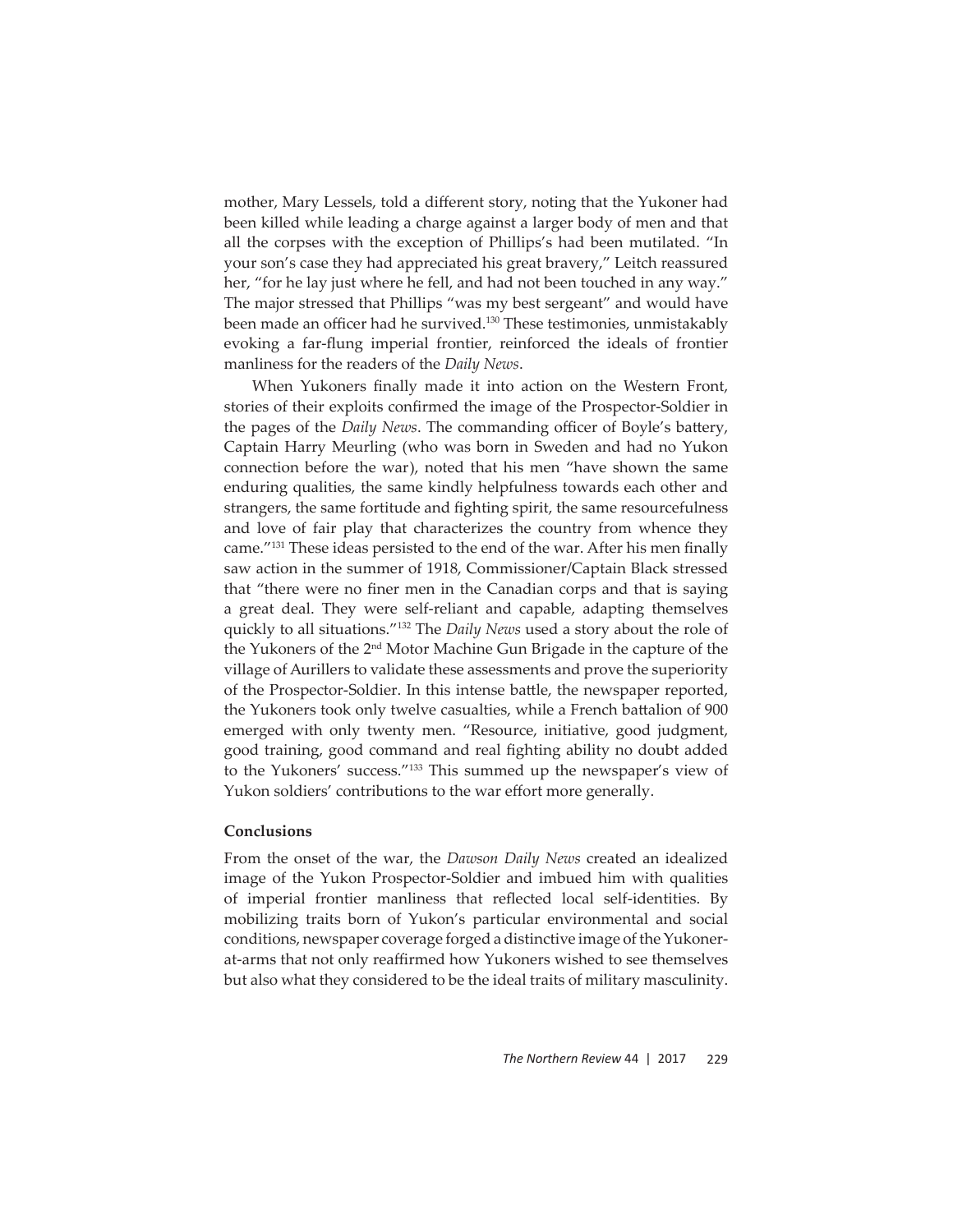mother, Mary Lessels, told a different story, noting that the Yukoner had been killed while leading a charge against a larger body of men and that all the corpses with the exception of Phillips's had been mutilated. "In your son's case they had appreciated his great bravery," Leitch reassured her, "for he lay just where he fell, and had not been touched in any way." The major stressed that Phillips "was my best sergeant" and would have been made an officer had he survived.[130] These testimonies, unmistakably evoking a far-flung imperial frontier, reinforced the ideals of frontier manliness for the readers of the *Daily News*.

When Yukoners finally made it into action on the Western Front, stories of their exploits confirmed the image of the Prospector-Soldier in the pages of the *Daily News*. The commanding officer of Boyle's battery, Captain Harry Meurling (who was born in Sweden and had no Yukon connection before the war), noted that his men "have shown the same enduring qualities, the same kindly helpfulness towards each other and strangers, the same fortitude and fighting spirit, the same resourcefulness and love of fair play that characterizes the country from whence they came."[131] These ideas persisted to the end of the war. After his men finally saw action in the summer of 1918, Commissioner/Captain Black stressed that "there were no finer men in the Canadian corps and that is saying a great deal. They were self-reliant and capable, adapting themselves quickly to all situations."[132] The *Daily News* used a story about the role of the Yukoners of the 2nd Motor Machine Gun Brigade in the capture of the village of Aurillers to validate these assessments and prove the superiority of the Prospector-Soldier. In this intense battle, the newspaper reported, the Yukoners took only twelve casualties, while a French battalion of 900 emerged with only twenty men. "Resource, initiative, good judgment, good training, good command and real fighting ability no doubt added to the Yukoners' success."[133] This summed up the newspaper's view of Yukon soldiers' contributions to the war effort more generally.

## Conclusions

From the onset of the war, the *Dawson Daily News* created an idealized image of the Yukon Prospector-Soldier and imbued him with qualities of imperial frontier manliness that reflected local self-identities. By mobilizing traits born of Yukon's particular environmental and social conditions, newspaper coverage forged a distinctive image of the Yukoner-at-arms that not only reaffirmed how Yukoners wished to see themselves but also what they considered to be the ideal traits of military masculinity.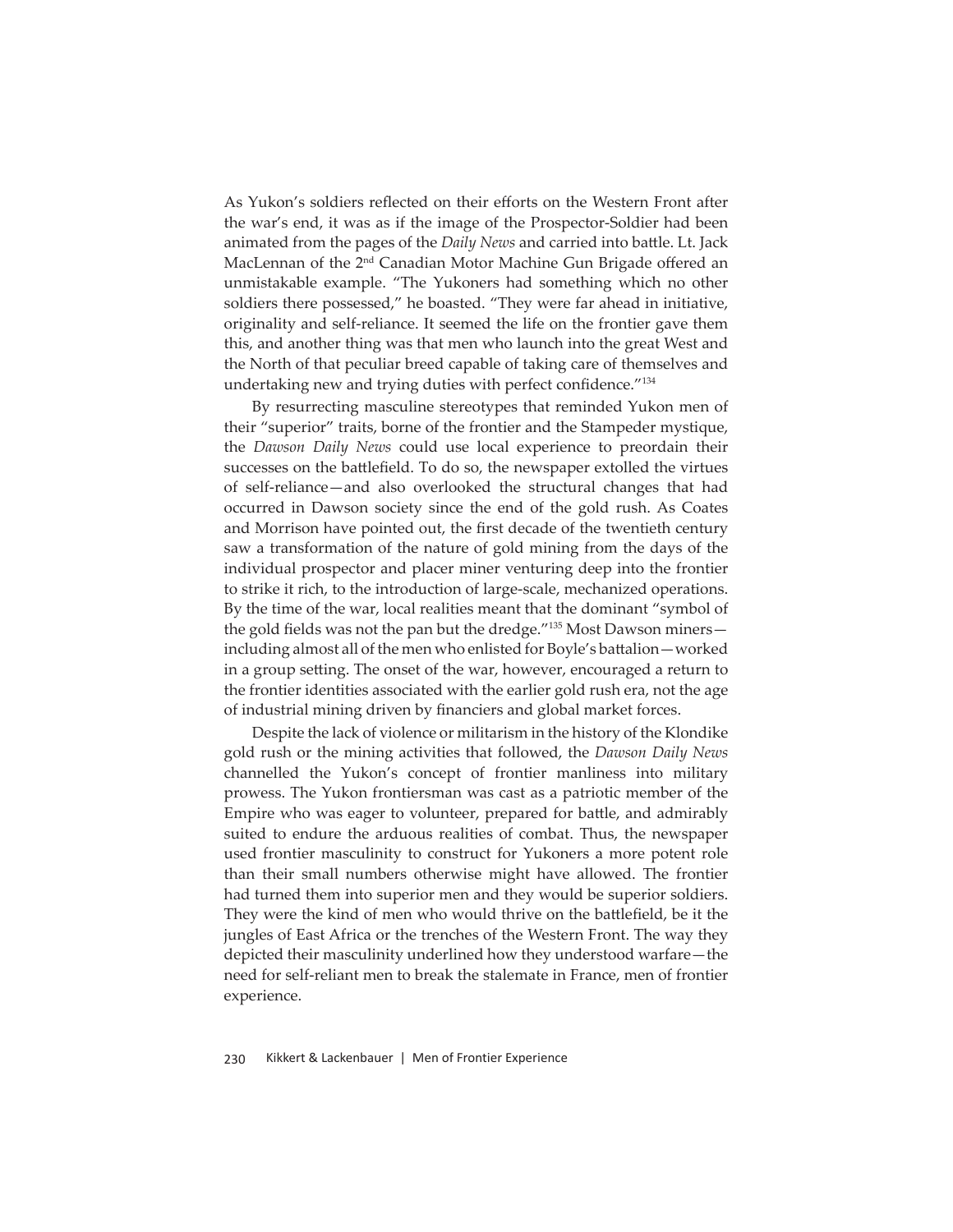As Yukon's soldiers reflected on their efforts on the Western Front after the war's end, it was as if the image of the Prospector-Soldier had been animated from the pages of the *Daily News* and carried into battle. Lt. Jack MacLennan of the 2nd Canadian Motor Machine Gun Brigade offered an unmistakable example. "The Yukoners had something which no other soldiers there possessed," he boasted. "They were far ahead in initiative, originality and self-reliance. It seemed the life on the frontier gave them this, and another thing was that men who launch into the great West and the North of that peculiar breed capable of taking care of themselves and undertaking new and trying duties with perfect confidence."[134]

By resurrecting masculine stereotypes that reminded Yukon men of their "superior" traits, borne of the frontier and the Stampeder mystique, the *Dawson Daily News* could use local experience to preordain their successes on the battlefield. To do so, the newspaper extolled the virtues of self-reliance—and also overlooked the structural changes that had occurred in Dawson society since the end of the gold rush. As Coates and Morrison have pointed out, the first decade of the twentieth century saw a transformation of the nature of gold mining from the days of the individual prospector and placer miner venturing deep into the frontier to strike it rich, to the introduction of large-scale, mechanized operations. By the time of the war, local realities meant that the dominant "symbol of the gold fields was not the pan but the dredge."[135] Most Dawson miners—including almost all of the men who enlisted for Boyle's battalion—worked in a group setting. The onset of the war, however, encouraged a return to the frontier identities associated with the earlier gold rush era, not the age of industrial mining driven by financiers and global market forces.

Despite the lack of violence or militarism in the history of the Klondike gold rush or the mining activities that followed, the *Dawson Daily News* channelled the Yukon's concept of frontier manliness into military prowess. The Yukon frontiersman was cast as a patriotic member of the Empire who was eager to volunteer, prepared for battle, and admirably suited to endure the arduous realities of combat. Thus, the newspaper used frontier masculinity to construct for Yukoners a more potent role than their small numbers otherwise might have allowed. The frontier had turned them into superior men and they would be superior soldiers. They were the kind of men who would thrive on the battlefield, be it the jungles of East Africa or the trenches of the Western Front. The way they depicted their masculinity underlined how they understood warfare—the need for self-reliant men to break the stalemate in France, men of frontier experience.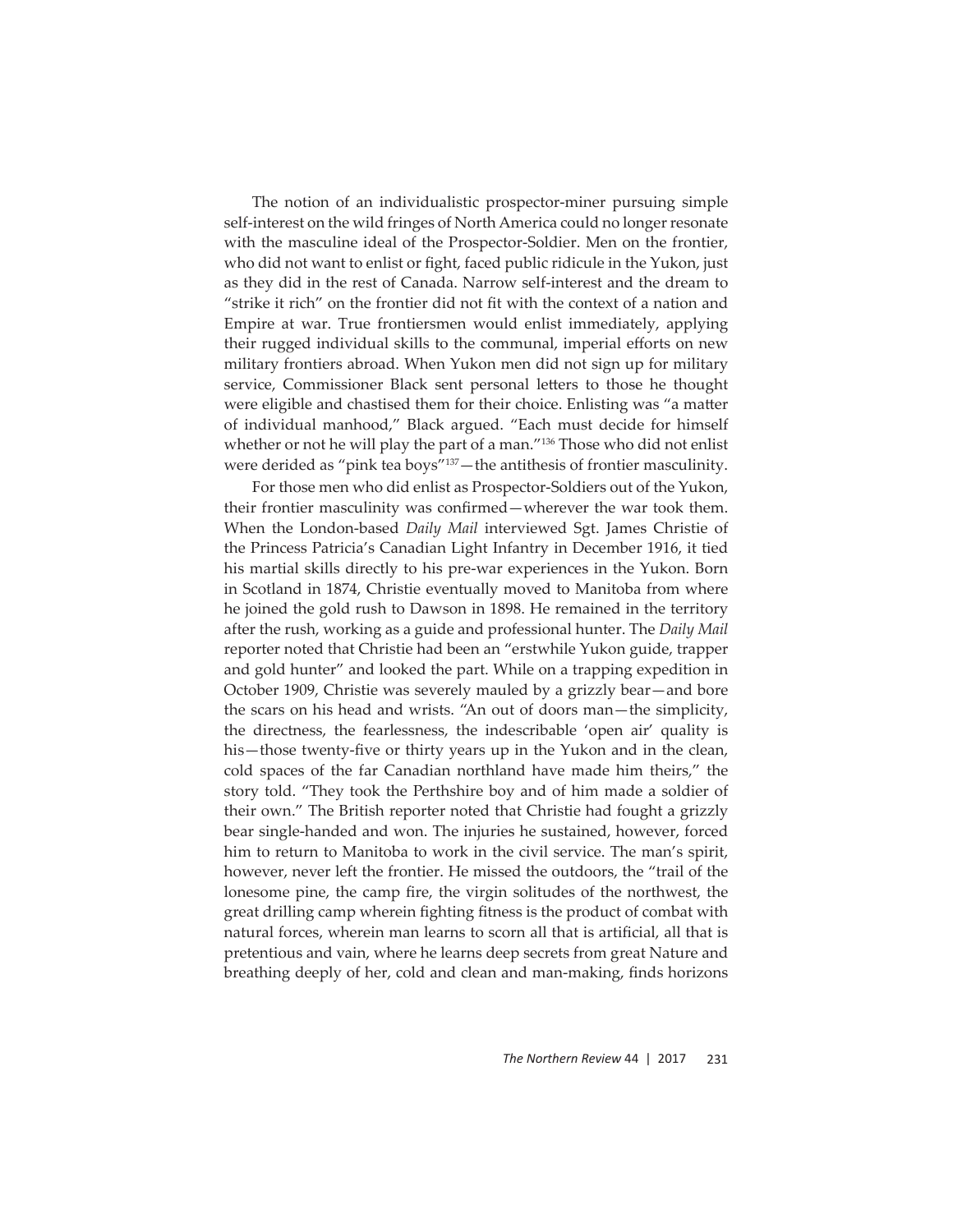The notion of an individualistic prospector-miner pursuing simple self-interest on the wild fringes of North America could no longer resonate with the masculine ideal of the Prospector-Soldier. Men on the frontier, who did not want to enlist or fight, faced public ridicule in the Yukon, just as they did in the rest of Canada. Narrow self-interest and the dream to "strike it rich" on the frontier did not fit with the context of a nation and Empire at war. True frontiersmen would enlist immediately, applying their rugged individual skills to the communal, imperial efforts on new military frontiers abroad. When Yukon men did not sign up for military service, Commissioner Black sent personal letters to those he thought were eligible and chastised them for their choice. Enlisting was "a matter of individual manhood," Black argued. "Each must decide for himself whether or not he will play the part of a man."[136] Those who did not enlist were derided as "pink tea boys"[137]—the antithesis of frontier masculinity.

For those men who did enlist as Prospector-Soldiers out of the Yukon, their frontier masculinity was confirmed—wherever the war took them. When the London-based *Daily Mail* interviewed Sgt. James Christie of the Princess Patricia's Canadian Light Infantry in December 1916, it tied his martial skills directly to his pre-war experiences in the Yukon. Born in Scotland in 1874, Christie eventually moved to Manitoba from where he joined the gold rush to Dawson in 1898. He remained in the territory after the rush, working as a guide and professional hunter. The *Daily Mail* reporter noted that Christie had been an "erstwhile Yukon guide, trapper and gold hunter" and looked the part. While on a trapping expedition in October 1909, Christie was severely mauled by a grizzly bear—and bore the scars on his head and wrists. "An out of doors man—the simplicity, the directness, the fearlessness, the indescribable 'open air' quality is his—those twenty-five or thirty years up in the Yukon and in the clean, cold spaces of the far Canadian northland have made him theirs," the story told. "They took the Perthshire boy and of him made a soldier of their own." The British reporter noted that Christie had fought a grizzly bear single-handed and won. The injuries he sustained, however, forced him to return to Manitoba to work in the civil service. The man's spirit, however, never left the frontier. He missed the outdoors, the "trail of the lonesome pine, the camp fire, the virgin solitudes of the northwest, the great drilling camp wherein fighting fitness is the product of combat with natural forces, wherein man learns to scorn all that is artificial, all that is pretentious and vain, where he learns deep secrets from great Nature and breathing deeply of her, cold and clean and man-making, finds horizons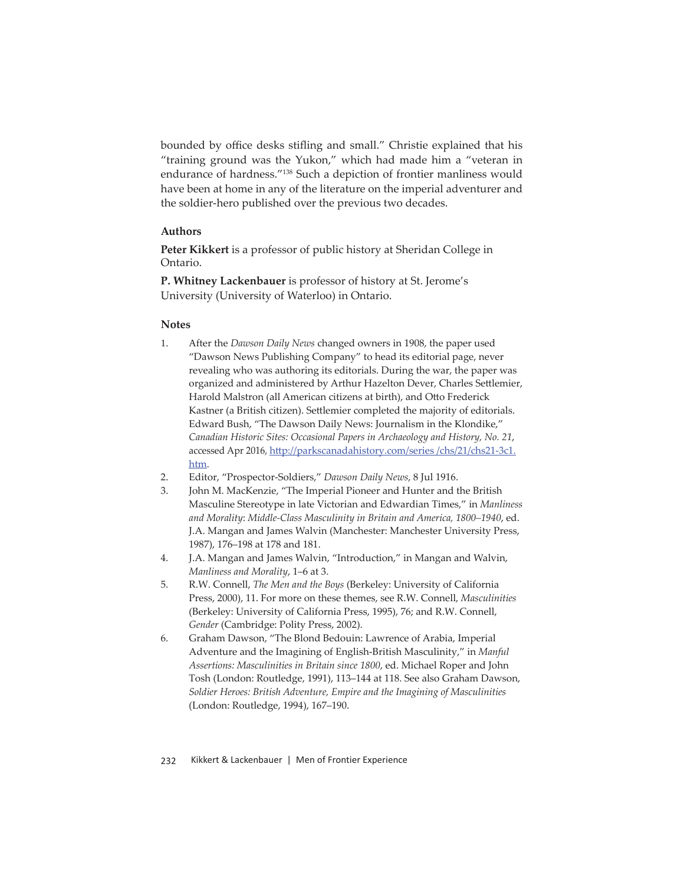bounded by office desks stifling and small." Christie explained that his "training ground was the Yukon," which had made him a "veteran in endurance of hardness."[138] Such a depiction of frontier manliness would have been at home in any of the literature on the imperial adventurer and the soldier-hero published over the previous two decades.

### Authors

**Peter Kikkert** is a professor of public history at Sheridan College in Ontario.

**P. Whitney Lackenbauer** is professor of history at St. Jerome's University (University of Waterloo) in Ontario.

### Notes

1. After the *Dawson Daily News* changed owners in 1908, the paper used "Dawson News Publishing Company" to head its editorial page, never revealing who was authoring its editorials. During the war, the paper was organized and administered by Arthur Hazelton Dever, Charles Settlemier, Harold Malstron (all American citizens at birth), and Otto Frederick Kastner (a British citizen). Settlemier completed the majority of editorials. Edward Bush, "The Dawson Daily News: Journalism in the Klondike," *Canadian Historic Sites: Occasional Papers in Archaeology and History, No. 21*, accessed Apr 2016, http://parkscanadahistory.com/series /chs/21/chs21-3c1.htm.
2. Editor, "Prospector-Soldiers," *Dawson Daily News*, 8 Jul 1916.
3. John M. MacKenzie, "The Imperial Pioneer and Hunter and the British Masculine Stereotype in late Victorian and Edwardian Times," in *Manliness and Morality: Middle-Class Masculinity in Britain and America, 1800–1940*, ed. J.A. Mangan and James Walvin (Manchester: Manchester University Press, 1987), 176–198 at 178 and 181.
4. J.A. Mangan and James Walvin, "Introduction," in Mangan and Walvin, *Manliness and Morality*, 1–6 at 3.
5. R.W. Connell, *The Men and the Boys* (Berkeley: University of California Press, 2000), 11. For more on these themes, see R.W. Connell, *Masculinities* (Berkeley: University of California Press, 1995), 76; and R.W. Connell, *Gender* (Cambridge: Polity Press, 2002).
6. Graham Dawson, "The Blond Bedouin: Lawrence of Arabia, Imperial Adventure and the Imagining of English-British Masculinity," in *Manful Assertions: Masculinities in Britain since 1800*, ed. Michael Roper and John Tosh (London: Routledge, 1991), 113–144 at 118. See also Graham Dawson, *Soldier Heroes: British Adventure, Empire and the Imagining of Masculinities* (London: Routledge, 1994), 167–190.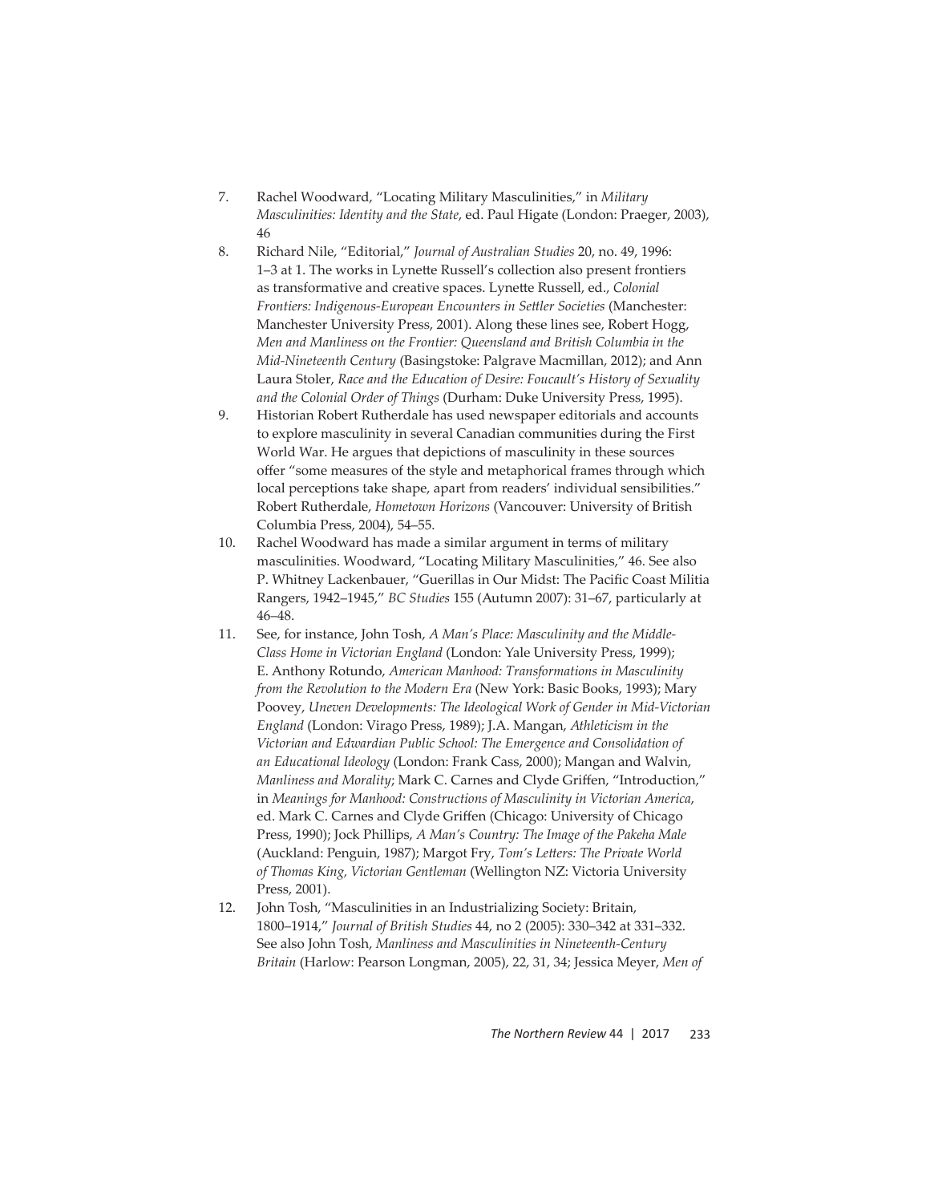7. Rachel Woodward, "Locating Military Masculinities," in *Military Masculinities: Identity and the State*, ed. Paul Higate (London: Praeger, 2003), 46

8. Richard Nile, "Editorial," *Journal of Australian Studies* 20, no. 49, 1996: 1–3 at 1. The works in Lynette Russell's collection also present frontiers as transformative and creative spaces. Lynette Russell, ed., *Colonial Frontiers: Indigenous-European Encounters in Settler Societies* (Manchester: Manchester University Press, 2001). Along these lines see, Robert Hogg, *Men and Manliness on the Frontier: Queensland and British Columbia in the Mid-Nineteenth Century* (Basingstoke: Palgrave Macmillan, 2012); and Ann Laura Stoler, *Race and the Education of Desire: Foucault's History of Sexuality and the Colonial Order of Things* (Durham: Duke University Press, 1995).

9. Historian Robert Rutherdale has used newspaper editorials and accounts to explore masculinity in several Canadian communities during the First World War. He argues that depictions of masculinity in these sources offer "some measures of the style and metaphorical frames through which local perceptions take shape, apart from readers' individual sensibilities." Robert Rutherdale, *Hometown Horizons* (Vancouver: University of British Columbia Press, 2004), 54–55.

10. Rachel Woodward has made a similar argument in terms of military masculinities. Woodward, "Locating Military Masculinities," 46. See also P. Whitney Lackenbauer, "Guerillas in Our Midst: The Pacific Coast Militia Rangers, 1942–1945," *BC Studies* 155 (Autumn 2007): 31–67, particularly at 46–48.

11. See, for instance, John Tosh, *A Man's Place: Masculinity and the Middle-Class Home in Victorian England* (London: Yale University Press, 1999); E. Anthony Rotundo, *American Manhood: Transformations in Masculinity from the Revolution to the Modern Era* (New York: Basic Books, 1993); Mary Poovey, *Uneven Developments: The Ideological Work of Gender in Mid-Victorian England* (London: Virago Press, 1989); J.A. Mangan, *Athleticism in the Victorian and Edwardian Public School: The Emergence and Consolidation of an Educational Ideology* (London: Frank Cass, 2000); Mangan and Walvin, *Manliness and Morality*; Mark C. Carnes and Clyde Griffen, "Introduction," in *Meanings for Manhood: Constructions of Masculinity in Victorian America*, ed. Mark C. Carnes and Clyde Griffen (Chicago: University of Chicago Press, 1990); Jock Phillips, *A Man's Country: The Image of the Pakeha Male* (Auckland: Penguin, 1987); Margot Fry, *Tom's Letters: The Private World of Thomas King, Victorian Gentleman* (Wellington NZ: Victoria University Press, 2001).

12. John Tosh, "Masculinities in an Industrializing Society: Britain, 1800–1914," *Journal of British Studies* 44, no 2 (2005): 330–342 at 331–332. See also John Tosh, *Manliness and Masculinities in Nineteenth-Century Britain* (Harlow: Pearson Longman, 2005), 22, 31, 34; Jessica Meyer, *Men of*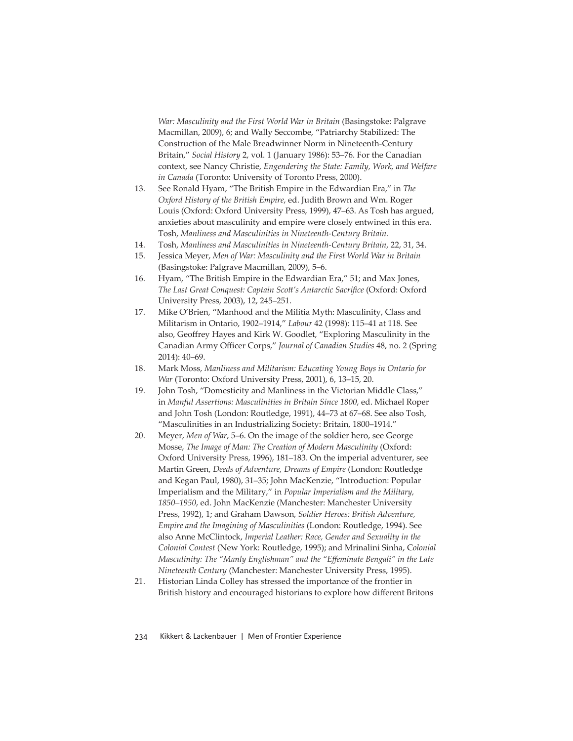*War: Masculinity and the First World War in Britain* (Basingstoke: Palgrave Macmillan, 2009), 6; and Wally Seccombe, "Patriarchy Stabilized: The Construction of the Male Breadwinner Norm in Nineteenth-Century Britain," *Social History* 2, vol. 1 (January 1986): 53–76. For the Canadian context, see Nancy Christie, *Engendering the State: Family, Work, and Welfare in Canada* (Toronto: University of Toronto Press, 2000).

13. See Ronald Hyam, "The British Empire in the Edwardian Era," in *The Oxford History of the British Empire*, ed. Judith Brown and Wm. Roger Louis (Oxford: Oxford University Press, 1999), 47–63. As Tosh has argued, anxieties about masculinity and empire were closely entwined in this era. Tosh, *Manliness and Masculinities in Nineteenth-Century Britain.*
14. Tosh, *Manliness and Masculinities in Nineteenth-Century Britain*, 22, 31, 34.
15. Jessica Meyer, *Men of War: Masculinity and the First World War in Britain* (Basingstoke: Palgrave Macmillan, 2009), 5–6.
16. Hyam, "The British Empire in the Edwardian Era," 51; and Max Jones, *The Last Great Conquest: Captain Scott's Antarctic Sacrifice* (Oxford: Oxford University Press, 2003), 12, 245–251.
17. Mike O'Brien, "Manhood and the Militia Myth: Masculinity, Class and Militarism in Ontario, 1902–1914," *Labour* 42 (1998): 115–41 at 118. See also, Geoffrey Hayes and Kirk W. Goodlet, "Exploring Masculinity in the Canadian Army Officer Corps," *Journal of Canadian Studies* 48, no. 2 (Spring 2014): 40–69.
18. Mark Moss, *Manliness and Militarism: Educating Young Boys in Ontario for War* (Toronto: Oxford University Press, 2001), 6, 13–15, 20.
19. John Tosh, "Domesticity and Manliness in the Victorian Middle Class," in *Manful Assertions: Masculinities in Britain Since 1800*, ed. Michael Roper and John Tosh (London: Routledge, 1991), 44–73 at 67–68. See also Tosh, "Masculinities in an Industrializing Society: Britain, 1800–1914."
20. Meyer, *Men of War*, 5–6. On the image of the soldier hero, see George Mosse, *The Image of Man: The Creation of Modern Masculinity* (Oxford: Oxford University Press, 1996), 181–183. On the imperial adventurer, see Martin Green, *Deeds of Adventure, Dreams of Empire* (London: Routledge and Kegan Paul, 1980), 31–35; John MacKenzie, "Introduction: Popular Imperialism and the Military," in *Popular Imperialism and the Military, 1850–1950*, ed. John MacKenzie (Manchester: Manchester University Press, 1992), 1; and Graham Dawson, *Soldier Heroes: British Adventure, Empire and the Imagining of Masculinities* (London: Routledge, 1994). See also Anne McClintock, *Imperial Leather: Race, Gender and Sexuality in the Colonial Contest* (New York: Routledge, 1995); and Mrinalini Sinha, *Colonial Masculinity: The "Manly Englishman" and the "Effeminate Bengali" in the Late Nineteenth Century* (Manchester: Manchester University Press, 1995).
21. Historian Linda Colley has stressed the importance of the frontier in British history and encouraged historians to explore how different Britons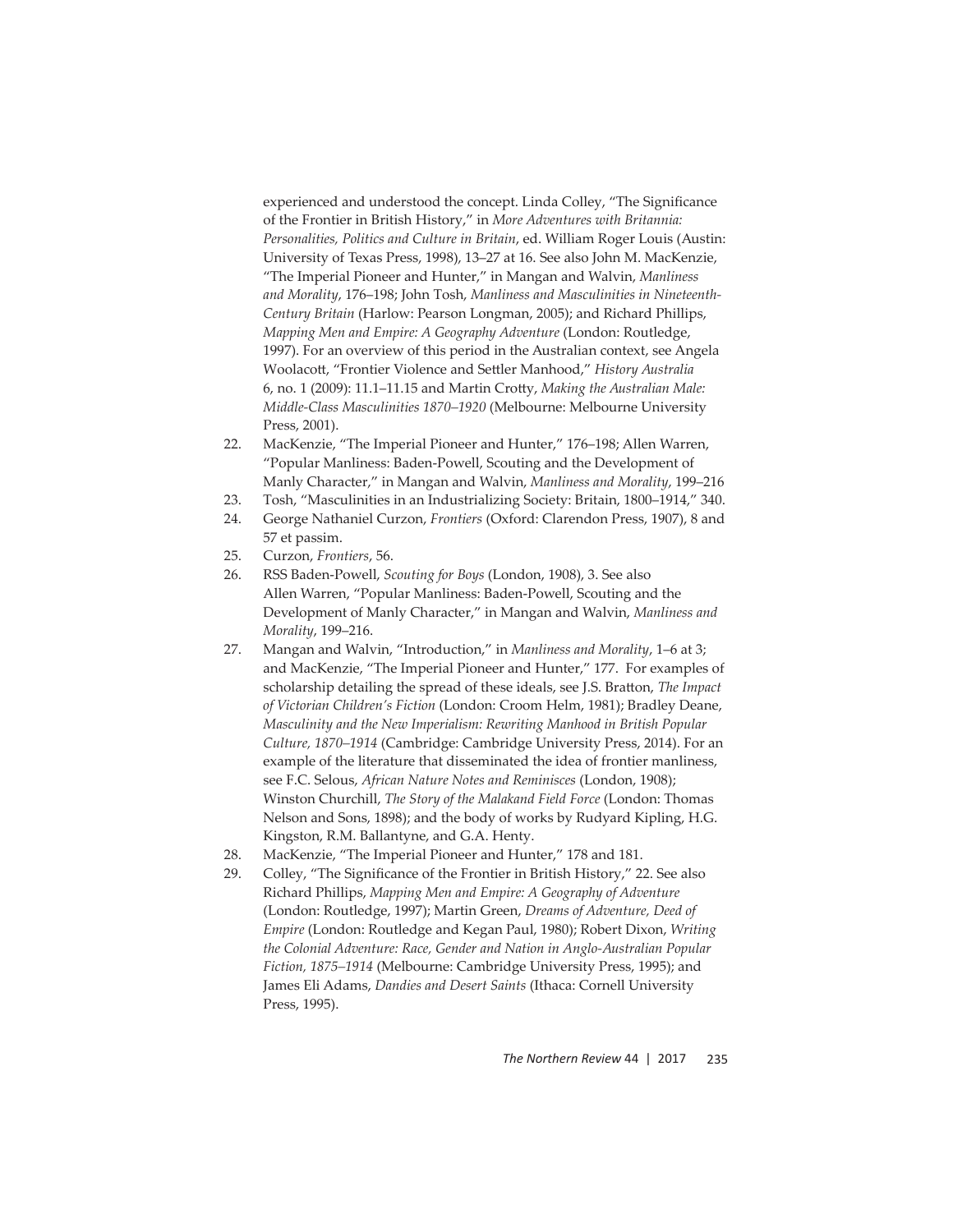experienced and understood the concept. Linda Colley, "The Significance of the Frontier in British History," in *More Adventures with Britannia: Personalities, Politics and Culture in Britain*, ed. William Roger Louis (Austin: University of Texas Press, 1998), 13–27 at 16. See also John M. MacKenzie, "The Imperial Pioneer and Hunter," in Mangan and Walvin, *Manliness and Morality*, 176–198; John Tosh, *Manliness and Masculinities in Nineteenth-Century Britain* (Harlow: Pearson Longman, 2005); and Richard Phillips, *Mapping Men and Empire: A Geography Adventure* (London: Routledge, 1997). For an overview of this period in the Australian context, see Angela Woolacott, "Frontier Violence and Settler Manhood," *History Australia* 6, no. 1 (2009): 11.1–11.15 and Martin Crotty, *Making the Australian Male: Middle-Class Masculinities 1870–1920* (Melbourne: Melbourne University Press, 2001).

22. MacKenzie, "The Imperial Pioneer and Hunter," 176–198; Allen Warren, "Popular Manliness: Baden-Powell, Scouting and the Development of Manly Character," in Mangan and Walvin, *Manliness and Morality*, 199–216
23. Tosh, "Masculinities in an Industrializing Society: Britain, 1800–1914," 340.
24. George Nathaniel Curzon, *Frontiers* (Oxford: Clarendon Press, 1907), 8 and 57 et passim.
25. Curzon, *Frontiers*, 56.
26. RSS Baden-Powell, *Scouting for Boys* (London, 1908), 3. See also Allen Warren, "Popular Manliness: Baden-Powell, Scouting and the Development of Manly Character," in Mangan and Walvin, *Manliness and Morality*, 199–216.
27. Mangan and Walvin, "Introduction," in *Manliness and Morality*, 1–6 at 3; and MacKenzie, "The Imperial Pioneer and Hunter," 177. For examples of scholarship detailing the spread of these ideals, see J.S. Bratton, *The Impact of Victorian Children's Fiction* (London: Croom Helm, 1981); Bradley Deane, *Masculinity and the New Imperialism: Rewriting Manhood in British Popular Culture, 1870–1914* (Cambridge: Cambridge University Press, 2014). For an example of the literature that disseminated the idea of frontier manliness, see F.C. Selous, *African Nature Notes and Reminisces* (London, 1908); Winston Churchill, *The Story of the Malakand Field Force* (London: Thomas Nelson and Sons, 1898); and the body of works by Rudyard Kipling, H.G. Kingston, R.M. Ballantyne, and G.A. Henty.
28. MacKenzie, "The Imperial Pioneer and Hunter," 178 and 181.
29. Colley, "The Significance of the Frontier in British History," 22. See also Richard Phillips, *Mapping Men and Empire: A Geography of Adventure* (London: Routledge, 1997); Martin Green, *Dreams of Adventure, Deed of Empire* (London: Routledge and Kegan Paul, 1980); Robert Dixon, *Writing the Colonial Adventure: Race, Gender and Nation in Anglo-Australian Popular Fiction, 1875–1914* (Melbourne: Cambridge University Press, 1995); and James Eli Adams, *Dandies and Desert Saints* (Ithaca: Cornell University Press, 1995).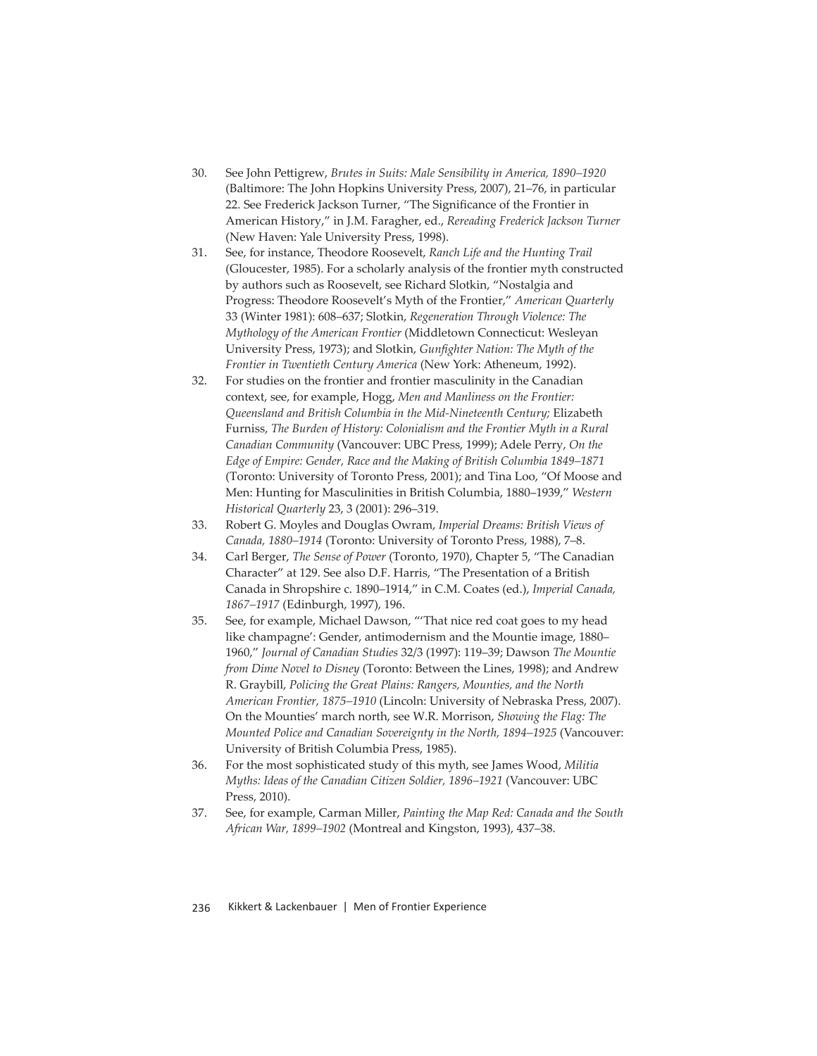30. See John Pettigrew, *Brutes in Suits: Male Sensibility in America, 1890–1920* (Baltimore: The John Hopkins University Press, 2007), 21–76, in particular 22. See Frederick Jackson Turner, "The Significance of the Frontier in American History," in J.M. Faragher, ed., *Rereading Frederick Jackson Turner* (New Haven: Yale University Press, 1998).
31. See, for instance, Theodore Roosevelt, *Ranch Life and the Hunting Trail* (Gloucester, 1985). For a scholarly analysis of the frontier myth constructed by authors such as Roosevelt, see Richard Slotkin, "Nostalgia and Progress: Theodore Roosevelt's Myth of the Frontier," *American Quarterly* 33 (Winter 1981): 608–637; Slotkin, *Regeneration Through Violence: The Mythology of the American Frontier* (Middletown Connecticut: Wesleyan University Press, 1973); and Slotkin, *Gunfighter Nation: The Myth of the Frontier in Twentieth Century America* (New York: Atheneum, 1992).
32. For studies on the frontier and frontier masculinity in the Canadian context, see, for example, Hogg, *Men and Manliness on the Frontier: Queensland and British Columbia in the Mid-Nineteenth Century;* Elizabeth Furniss, *The Burden of History: Colonialism and the Frontier Myth in a Rural Canadian Community* (Vancouver: UBC Press, 1999); Adele Perry, *On the Edge of Empire: Gender, Race and the Making of British Columbia 1849–1871* (Toronto: University of Toronto Press, 2001); and Tina Loo, "Of Moose and Men: Hunting for Masculinities in British Columbia, 1880–1939," *Western Historical Quarterly* 23, 3 (2001): 296–319.
33. Robert G. Moyles and Douglas Owram, *Imperial Dreams: British Views of Canada, 1880–1914* (Toronto: University of Toronto Press, 1988), 7–8.
34. Carl Berger, *The Sense of Power* (Toronto, 1970), Chapter 5, "The Canadian Character" at 129. See also D.F. Harris, "The Presentation of a British Canada in Shropshire c. 1890–1914," in C.M. Coates (ed.), *Imperial Canada, 1867–1917* (Edinburgh, 1997), 196.
35. See, for example, Michael Dawson, "'That nice red coat goes to my head like champagne': Gender, antimodernism and the Mountie image, 1880–1960," *Journal of Canadian Studies* 32/3 (1997): 119–39; Dawson *The Mountie from Dime Novel to Disney* (Toronto: Between the Lines, 1998); and Andrew R. Graybill, *Policing the Great Plains: Rangers, Mounties, and the North American Frontier, 1875–1910* (Lincoln: University of Nebraska Press, 2007). On the Mounties' march north, see W.R. Morrison, *Showing the Flag: The Mounted Police and Canadian Sovereignty in the North, 1894–1925* (Vancouver: University of British Columbia Press, 1985).
36. For the most sophisticated study of this myth, see James Wood, *Militia Myths: Ideas of the Canadian Citizen Soldier, 1896–1921* (Vancouver: UBC Press, 2010).
37. See, for example, Carman Miller, *Painting the Map Red: Canada and the South African War, 1899–1902* (Montreal and Kingston, 1993), 437–38.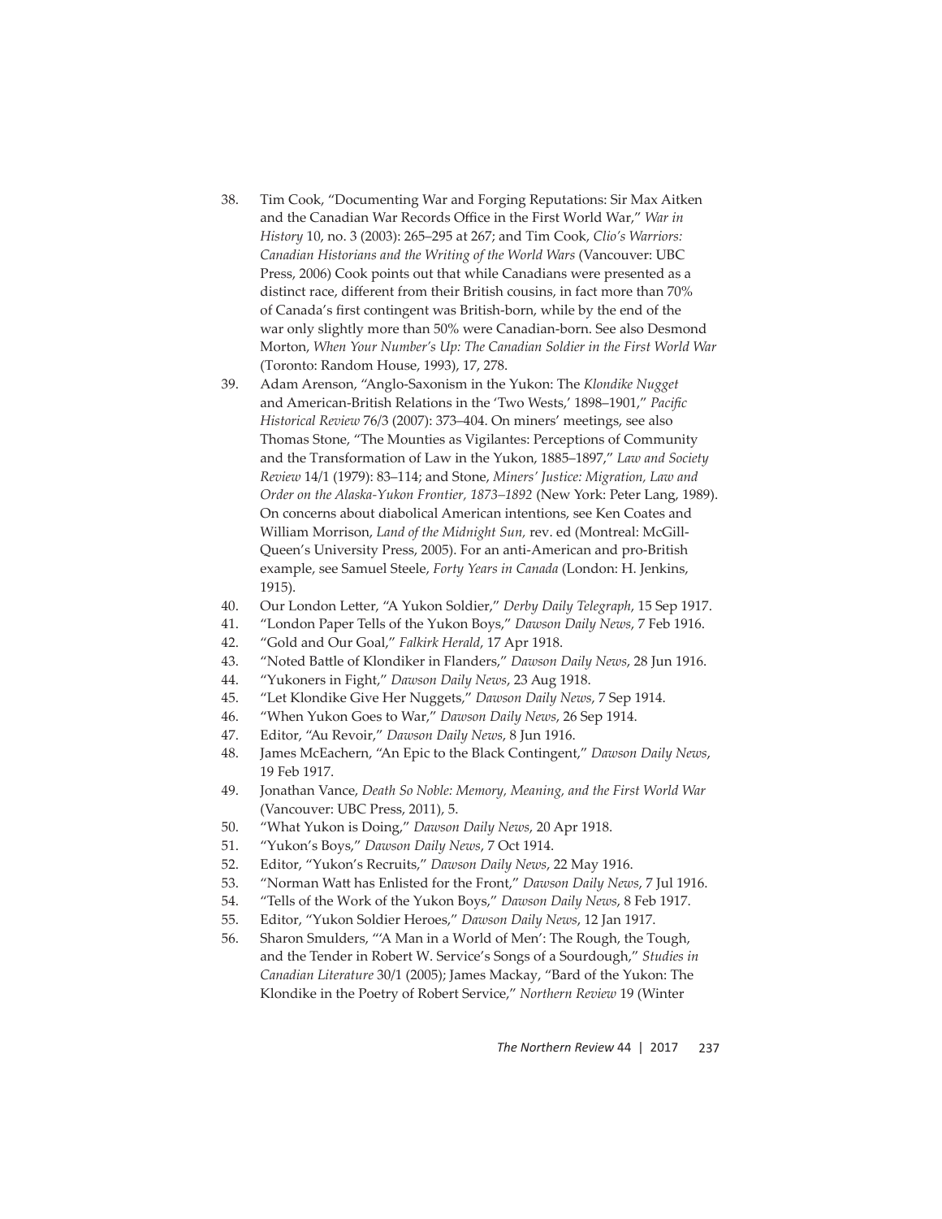38. Tim Cook, "Documenting War and Forging Reputations: Sir Max Aitken and the Canadian War Records Office in the First World War," *War in History* 10, no. 3 (2003): 265–295 at 267; and Tim Cook, *Clio's Warriors: Canadian Historians and the Writing of the World Wars* (Vancouver: UBC Press, 2006) Cook points out that while Canadians were presented as a distinct race, different from their British cousins, in fact more than 70% of Canada's first contingent was British-born, while by the end of the war only slightly more than 50% were Canadian-born. See also Desmond Morton, *When Your Number's Up: The Canadian Soldier in the First World War* (Toronto: Random House, 1993), 17, 278.
39. Adam Arenson, "Anglo-Saxonism in the Yukon: The *Klondike Nugget* and American-British Relations in the 'Two Wests,' 1898–1901," *Pacific Historical Review* 76/3 (2007): 373–404. On miners' meetings, see also Thomas Stone, "The Mounties as Vigilantes: Perceptions of Community and the Transformation of Law in the Yukon, 1885–1897," *Law and Society Review* 14/1 (1979): 83–114; and Stone, *Miners' Justice: Migration, Law and Order on the Alaska-Yukon Frontier, 1873–1892* (New York: Peter Lang, 1989). On concerns about diabolical American intentions, see Ken Coates and William Morrison, *Land of the Midnight Sun,* rev. ed (Montreal: McGill-Queen's University Press, 2005). For an anti-American and pro-British example, see Samuel Steele, *Forty Years in Canada* (London: H. Jenkins, 1915).
40. Our London Letter, "A Yukon Soldier," *Derby Daily Telegraph*, 15 Sep 1917.
41. "London Paper Tells of the Yukon Boys," *Dawson Daily News*, 7 Feb 1916.
42. "Gold and Our Goal," *Falkirk Herald*, 17 Apr 1918.
43. "Noted Battle of Klondiker in Flanders," *Dawson Daily News*, 28 Jun 1916.
44. "Yukoners in Fight," *Dawson Daily News*, 23 Aug 1918.
45. "Let Klondike Give Her Nuggets," *Dawson Daily News*, 7 Sep 1914.
46. "When Yukon Goes to War," *Dawson Daily News*, 26 Sep 1914.
47. Editor, "Au Revoir," *Dawson Daily News*, 8 Jun 1916.
48. James McEachern, "An Epic to the Black Contingent," *Dawson Daily News*, 19 Feb 1917.
49. Jonathan Vance, *Death So Noble: Memory, Meaning, and the First World War* (Vancouver: UBC Press, 2011), 5.
50. "What Yukon is Doing," *Dawson Daily News*, 20 Apr 1918.
51. "Yukon's Boys," *Dawson Daily News*, 7 Oct 1914.
52. Editor, "Yukon's Recruits," *Dawson Daily News*, 22 May 1916.
53. "Norman Watt has Enlisted for the Front," *Dawson Daily News*, 7 Jul 1916.
54. "Tells of the Work of the Yukon Boys," *Dawson Daily News*, 8 Feb 1917.
55. Editor, "Yukon Soldier Heroes," *Dawson Daily News*, 12 Jan 1917.
56. Sharon Smulders, "'A Man in a World of Men': The Rough, the Tough, and the Tender in Robert W. Service's Songs of a Sourdough," *Studies in Canadian Literature* 30/1 (2005); James Mackay, "Bard of the Yukon: The Klondike in the Poetry of Robert Service," *Northern Review* 19 (Winter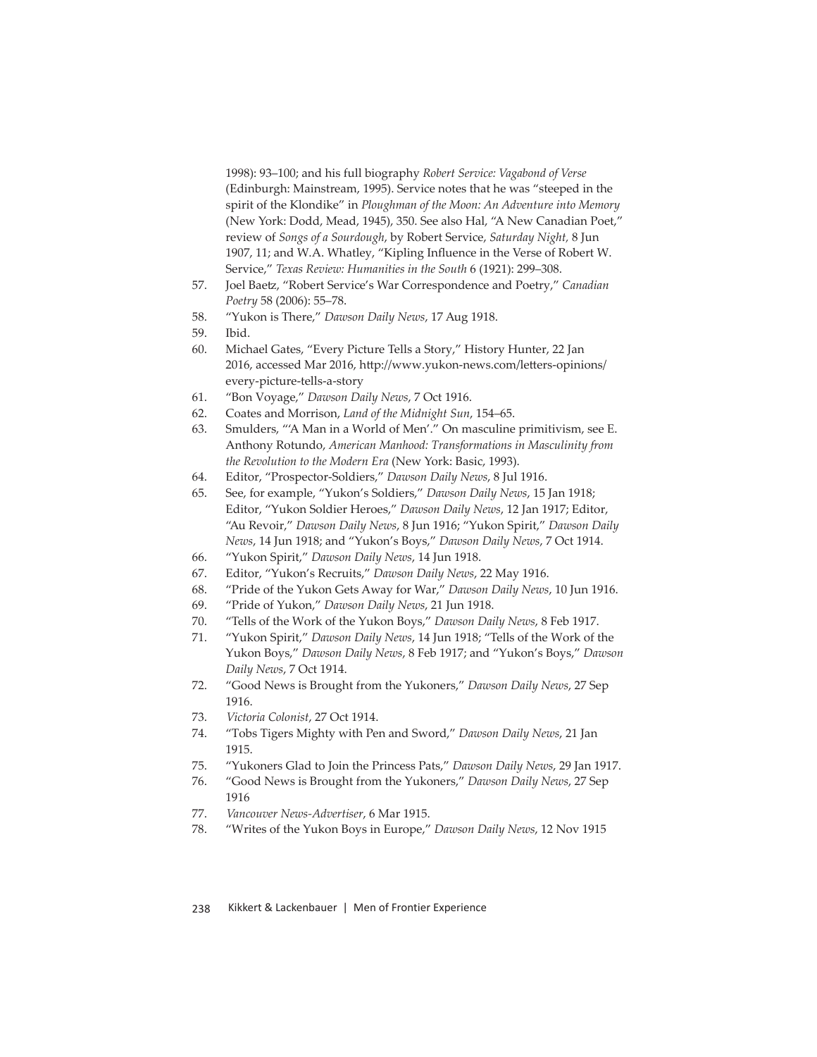1998): 93–100; and his full biography *Robert Service: Vagabond of Verse* (Edinburgh: Mainstream, 1995). Service notes that he was "steeped in the spirit of the Klondike" in *Ploughman of the Moon: An Adventure into Memory* (New York: Dodd, Mead, 1945), 350. See also Hal, "A New Canadian Poet," review of *Songs of a Sourdough*, by Robert Service, *Saturday Night,* 8 Jun 1907, 11; and W.A. Whatley, "Kipling Influence in the Verse of Robert W. Service," *Texas Review: Humanities in the South* 6 (1921): 299–308.

57. Joel Baetz, "Robert Service's War Correspondence and Poetry," *Canadian Poetry* 58 (2006): 55–78.
58. "Yukon is There," *Dawson Daily News*, 17 Aug 1918.
59. Ibid.
60. Michael Gates, "Every Picture Tells a Story," History Hunter, 22 Jan 2016, accessed Mar 2016, http://www.yukon-news.com/letters-opinions/every-picture-tells-a-story
61. "Bon Voyage," *Dawson Daily News*, 7 Oct 1916.
62. Coates and Morrison, *Land of the Midnight Sun*, 154–65.
63. Smulders, "'A Man in a World of Men'." On masculine primitivism, see E. Anthony Rotundo, *American Manhood: Transformations in Masculinity from the Revolution to the Modern Era* (New York: Basic, 1993).
64. Editor, "Prospector-Soldiers," *Dawson Daily News*, 8 Jul 1916.
65. See, for example, "Yukon's Soldiers," *Dawson Daily News*, 15 Jan 1918; Editor, "Yukon Soldier Heroes," *Dawson Daily News*, 12 Jan 1917; Editor, "Au Revoir," *Dawson Daily News*, 8 Jun 1916; "Yukon Spirit," *Dawson Daily News*, 14 Jun 1918; and "Yukon's Boys," *Dawson Daily News*, 7 Oct 1914.
66. "Yukon Spirit," *Dawson Daily News*, 14 Jun 1918.
67. Editor, "Yukon's Recruits," *Dawson Daily News*, 22 May 1916.
68. "Pride of the Yukon Gets Away for War," *Dawson Daily News*, 10 Jun 1916.
69. "Pride of Yukon," *Dawson Daily News*, 21 Jun 1918.
70. "Tells of the Work of the Yukon Boys," *Dawson Daily News*, 8 Feb 1917.
71. "Yukon Spirit," *Dawson Daily News,* 14 Jun 1918; "Tells of the Work of the Yukon Boys," *Dawson Daily News*, 8 Feb 1917; and "Yukon's Boys," *Dawson Daily News*, 7 Oct 1914.
72. "Good News is Brought from the Yukoners," *Dawson Daily News*, 27 Sep 1916.
73. *Victoria Colonist*, 27 Oct 1914.
74. "Tobs Tigers Mighty with Pen and Sword," *Dawson Daily News*, 21 Jan 1915.
75. "Yukoners Glad to Join the Princess Pats," *Dawson Daily News*, 29 Jan 1917.
76. "Good News is Brought from the Yukoners," *Dawson Daily News*, 27 Sep 1916
77. *Vancouver News-Advertiser*, 6 Mar 1915.
78. "Writes of the Yukon Boys in Europe," *Dawson Daily News*, 12 Nov 1915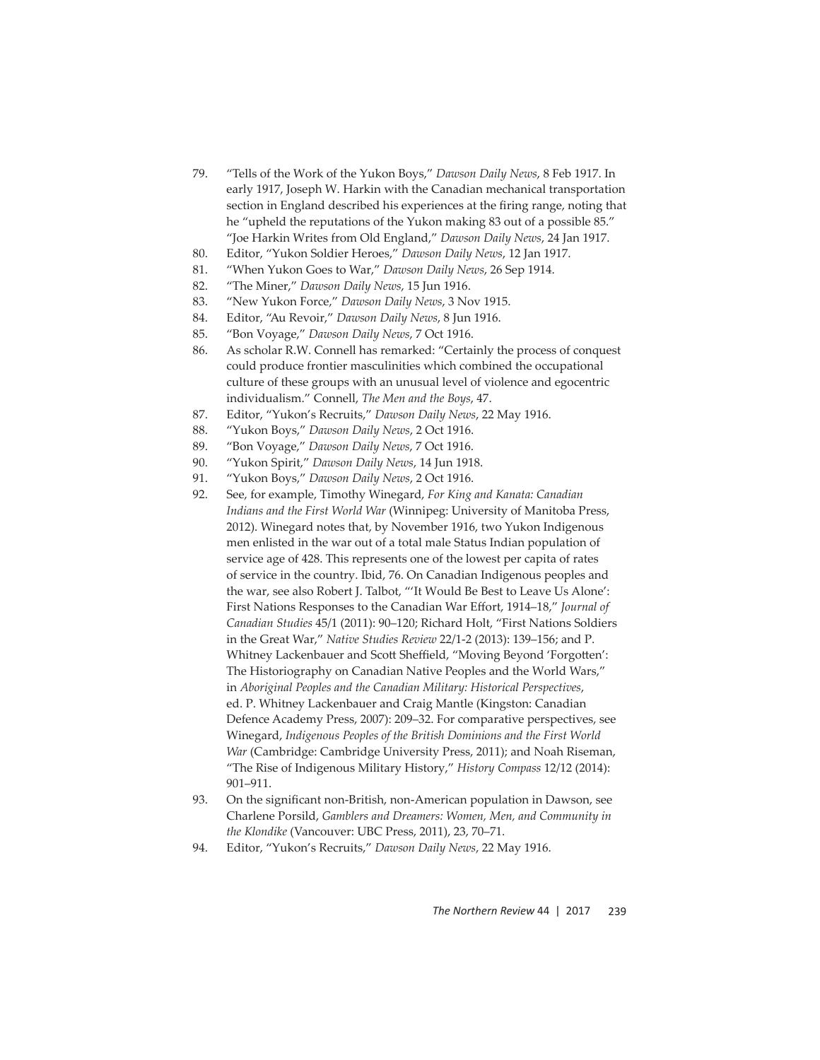79. "Tells of the Work of the Yukon Boys," *Dawson Daily News*, 8 Feb 1917. In early 1917, Joseph W. Harkin with the Canadian mechanical transportation section in England described his experiences at the firing range, noting that he "upheld the reputations of the Yukon making 83 out of a possible 85." "Joe Harkin Writes from Old England," *Dawson Daily News*, 24 Jan 1917.
80. Editor, "Yukon Soldier Heroes," *Dawson Daily News*, 12 Jan 1917.
81. "When Yukon Goes to War," *Dawson Daily News*, 26 Sep 1914.
82. "The Miner," *Dawson Daily News*, 15 Jun 1916.
83. "New Yukon Force," *Dawson Daily News*, 3 Nov 1915.
84. Editor, "Au Revoir," *Dawson Daily News*, 8 Jun 1916.
85. "Bon Voyage," *Dawson Daily News*, 7 Oct 1916.
86. As scholar R.W. Connell has remarked: "Certainly the process of conquest could produce frontier masculinities which combined the occupational culture of these groups with an unusual level of violence and egocentric individualism." Connell, *The Men and the Boys*, 47.
87. Editor, "Yukon's Recruits," *Dawson Daily News*, 22 May 1916.
88. "Yukon Boys," *Dawson Daily News*, 2 Oct 1916.
89. "Bon Voyage," *Dawson Daily News*, 7 Oct 1916.
90. "Yukon Spirit," *Dawson Daily News*, 14 Jun 1918.
91. "Yukon Boys," *Dawson Daily News*, 2 Oct 1916.
92. See, for example, Timothy Winegard, *For King and Kanata: Canadian Indians and the First World War* (Winnipeg: University of Manitoba Press, 2012). Winegard notes that, by November 1916, two Yukon Indigenous men enlisted in the war out of a total male Status Indian population of service age of 428. This represents one of the lowest per capita of rates of service in the country. Ibid, 76. On Canadian Indigenous peoples and the war, see also Robert J. Talbot, "'It Would Be Best to Leave Us Alone': First Nations Responses to the Canadian War Effort, 1914–18," *Journal of Canadian Studies* 45/1 (2011): 90–120; Richard Holt, "First Nations Soldiers in the Great War," *Native Studies Review* 22/1-2 (2013): 139–156; and P. Whitney Lackenbauer and Scott Sheffield, "Moving Beyond 'Forgotten': The Historiography on Canadian Native Peoples and the World Wars," in *Aboriginal Peoples and the Canadian Military: Historical Perspectives*, ed. P. Whitney Lackenbauer and Craig Mantle (Kingston: Canadian Defence Academy Press, 2007): 209–32. For comparative perspectives, see Winegard, *Indigenous Peoples of the British Dominions and the First World War* (Cambridge: Cambridge University Press, 2011); and Noah Riseman, "The Rise of Indigenous Military History," *History Compass* 12/12 (2014): 901–911.
93. On the significant non-British, non-American population in Dawson, see Charlene Porsild, *Gamblers and Dreamers: Women, Men, and Community in the Klondike* (Vancouver: UBC Press, 2011), 23, 70–71.
94. Editor, "Yukon's Recruits," *Dawson Daily News*, 22 May 1916.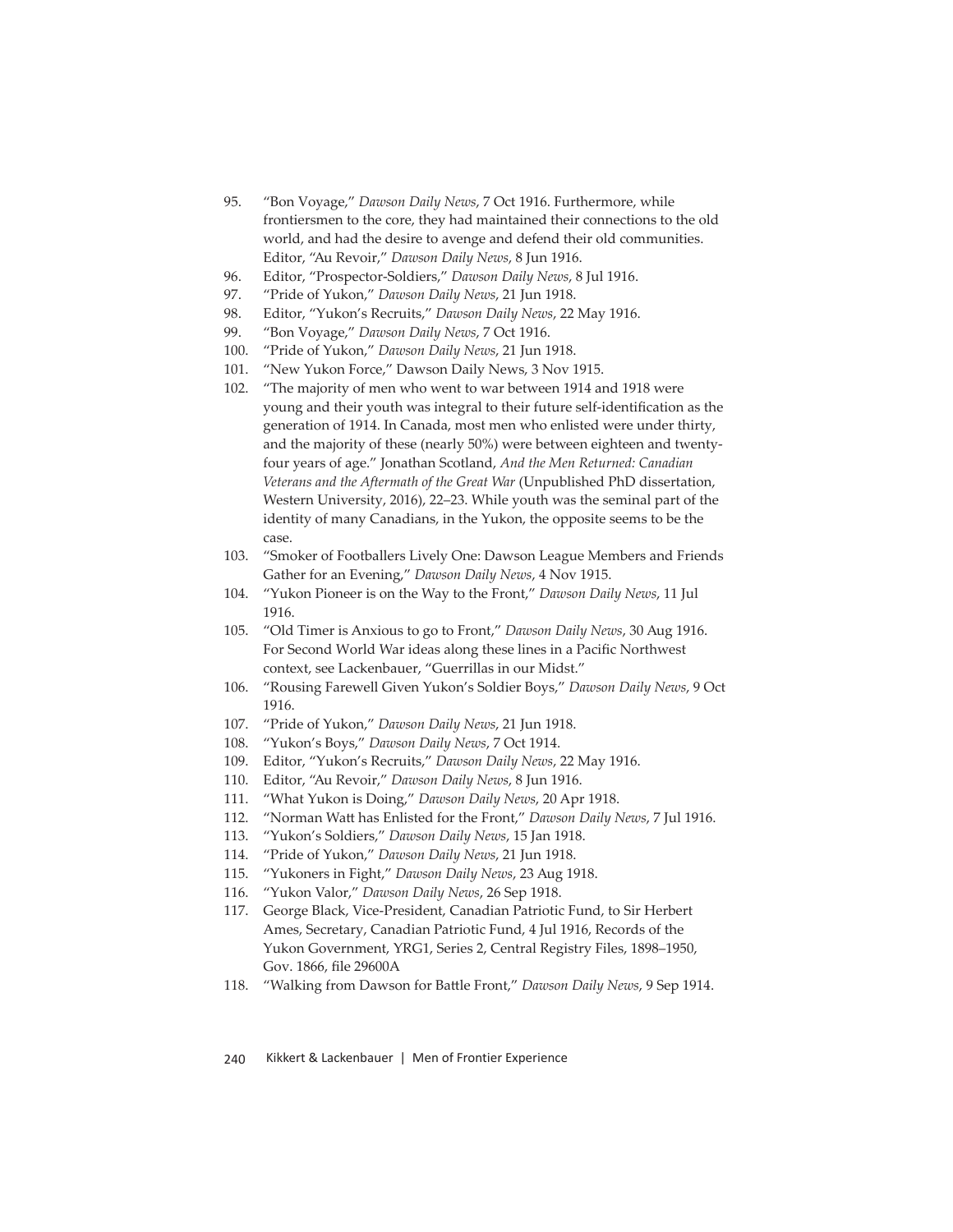95. "Bon Voyage," *Dawson Daily News*, 7 Oct 1916. Furthermore, while frontiersmen to the core, they had maintained their connections to the old world, and had the desire to avenge and defend their old communities. Editor, "Au Revoir," *Dawson Daily News*, 8 Jun 1916.
96. Editor, "Prospector-Soldiers," *Dawson Daily News*, 8 Jul 1916.
97. "Pride of Yukon," *Dawson Daily News*, 21 Jun 1918.
98. Editor, "Yukon's Recruits," *Dawson Daily News*, 22 May 1916.
99. "Bon Voyage," *Dawson Daily News*, 7 Oct 1916.
100. "Pride of Yukon," *Dawson Daily News*, 21 Jun 1918.
101. "New Yukon Force," Dawson Daily News, 3 Nov 1915.
102. "The majority of men who went to war between 1914 and 1918 were young and their youth was integral to their future self-identification as the generation of 1914. In Canada, most men who enlisted were under thirty, and the majority of these (nearly 50%) were between eighteen and twenty-four years of age." Jonathan Scotland, *And the Men Returned: Canadian Veterans and the Aftermath of the Great War* (Unpublished PhD dissertation, Western University, 2016), 22–23. While youth was the seminal part of the identity of many Canadians, in the Yukon, the opposite seems to be the case.
103. "Smoker of Footballers Lively One: Dawson League Members and Friends Gather for an Evening," *Dawson Daily News*, 4 Nov 1915.
104. "Yukon Pioneer is on the Way to the Front," *Dawson Daily News*, 11 Jul 1916.
105. "Old Timer is Anxious to go to Front," *Dawson Daily News*, 30 Aug 1916. For Second World War ideas along these lines in a Pacific Northwest context, see Lackenbauer, "Guerrillas in our Midst."
106. "Rousing Farewell Given Yukon's Soldier Boys," *Dawson Daily News*, 9 Oct 1916.
107. "Pride of Yukon," *Dawson Daily News*, 21 Jun 1918.
108. "Yukon's Boys," *Dawson Daily News*, 7 Oct 1914.
109. Editor, "Yukon's Recruits," *Dawson Daily News*, 22 May 1916.
110. Editor, "Au Revoir," *Dawson Daily News*, 8 Jun 1916.
111. "What Yukon is Doing," *Dawson Daily News*, 20 Apr 1918.
112. "Norman Watt has Enlisted for the Front," *Dawson Daily News*, 7 Jul 1916.
113. "Yukon's Soldiers," *Dawson Daily News*, 15 Jan 1918.
114. "Pride of Yukon," *Dawson Daily News*, 21 Jun 1918.
115. "Yukoners in Fight," *Dawson Daily News*, 23 Aug 1918.
116. "Yukon Valor," *Dawson Daily News*, 26 Sep 1918.
117. George Black, Vice-President, Canadian Patriotic Fund, to Sir Herbert Ames, Secretary, Canadian Patriotic Fund, 4 Jul 1916, Records of the Yukon Government, YRG1, Series 2, Central Registry Files, 1898–1950, Gov. 1866, file 29600A
118. "Walking from Dawson for Battle Front," *Dawson Daily News*, 9 Sep 1914.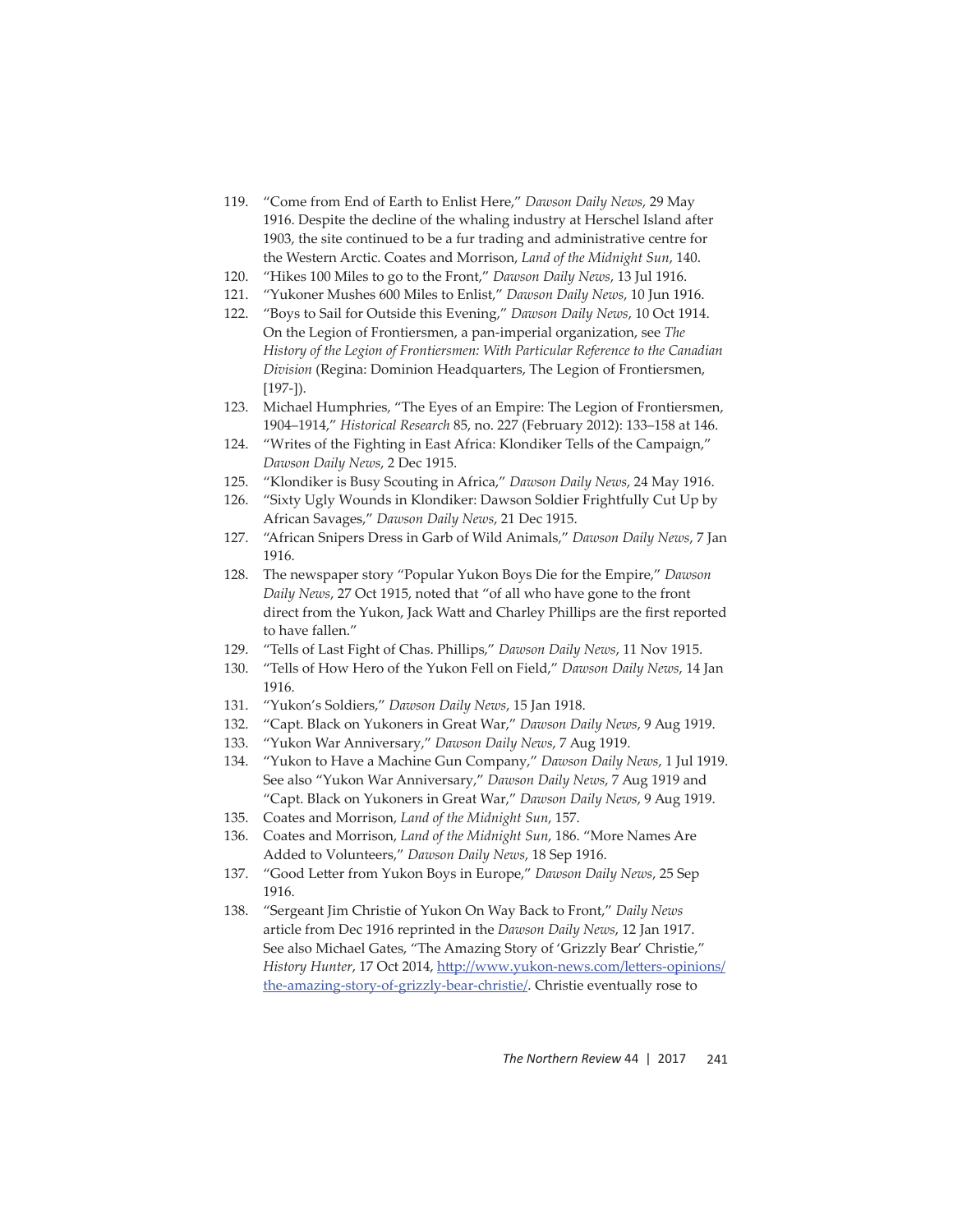119. "Come from End of Earth to Enlist Here," *Dawson Daily News*, 29 May 1916. Despite the decline of the whaling industry at Herschel Island after 1903, the site continued to be a fur trading and administrative centre for the Western Arctic. Coates and Morrison, *Land of the Midnight Sun*, 140.
120. "Hikes 100 Miles to go to the Front," *Dawson Daily News*, 13 Jul 1916.
121. "Yukoner Mushes 600 Miles to Enlist," *Dawson Daily News*, 10 Jun 1916.
122. "Boys to Sail for Outside this Evening," *Dawson Daily News*, 10 Oct 1914. On the Legion of Frontiersmen, a pan-imperial organization, see *The History of the Legion of Frontiersmen: With Particular Reference to the Canadian Division* (Regina: Dominion Headquarters, The Legion of Frontiersmen, [197-]).
123. Michael Humphries, "The Eyes of an Empire: The Legion of Frontiersmen, 1904–1914," *Historical Research* 85, no. 227 (February 2012): 133–158 at 146.
124. "Writes of the Fighting in East Africa: Klondiker Tells of the Campaign," *Dawson Daily News*, 2 Dec 1915.
125. "Klondiker is Busy Scouting in Africa," *Dawson Daily News*, 24 May 1916.
126. "Sixty Ugly Wounds in Klondiker: Dawson Soldier Frightfully Cut Up by African Savages," *Dawson Daily News*, 21 Dec 1915.
127. "African Snipers Dress in Garb of Wild Animals," *Dawson Daily News*, 7 Jan 1916.
128. The newspaper story "Popular Yukon Boys Die for the Empire," *Dawson Daily News*, 27 Oct 1915, noted that "of all who have gone to the front direct from the Yukon, Jack Watt and Charley Phillips are the first reported to have fallen."
129. "Tells of Last Fight of Chas. Phillips," *Dawson Daily News*, 11 Nov 1915.
130. "Tells of How Hero of the Yukon Fell on Field," *Dawson Daily News*, 14 Jan 1916.
131. "Yukon's Soldiers," *Dawson Daily News*, 15 Jan 1918.
132. "Capt. Black on Yukoners in Great War," *Dawson Daily News*, 9 Aug 1919.
133. "Yukon War Anniversary," *Dawson Daily News*, 7 Aug 1919.
134. "Yukon to Have a Machine Gun Company," *Dawson Daily News*, 1 Jul 1919. See also "Yukon War Anniversary," *Dawson Daily News*, 7 Aug 1919 and "Capt. Black on Yukoners in Great War," *Dawson Daily News*, 9 Aug 1919.
135. Coates and Morrison, *Land of the Midnight Sun*, 157.
136. Coates and Morrison, *Land of the Midnight Sun*, 186. "More Names Are Added to Volunteers," *Dawson Daily News*, 18 Sep 1916.
137. "Good Letter from Yukon Boys in Europe," *Dawson Daily News*, 25 Sep 1916.
138. "Sergeant Jim Christie of Yukon On Way Back to Front," *Daily News* article from Dec 1916 reprinted in the *Dawson Daily News*, 12 Jan 1917. See also Michael Gates, "The Amazing Story of 'Grizzly Bear' Christie," *History Hunter*, 17 Oct 2014, [http://www.yukon-news.com/letters-opinions/the-amazing-story-of-grizzly-bear-christie/](http://www.yukon-news.com/letters-opinions/the-amazing-story-of-grizzly-bear-christie/). Christie eventually rose to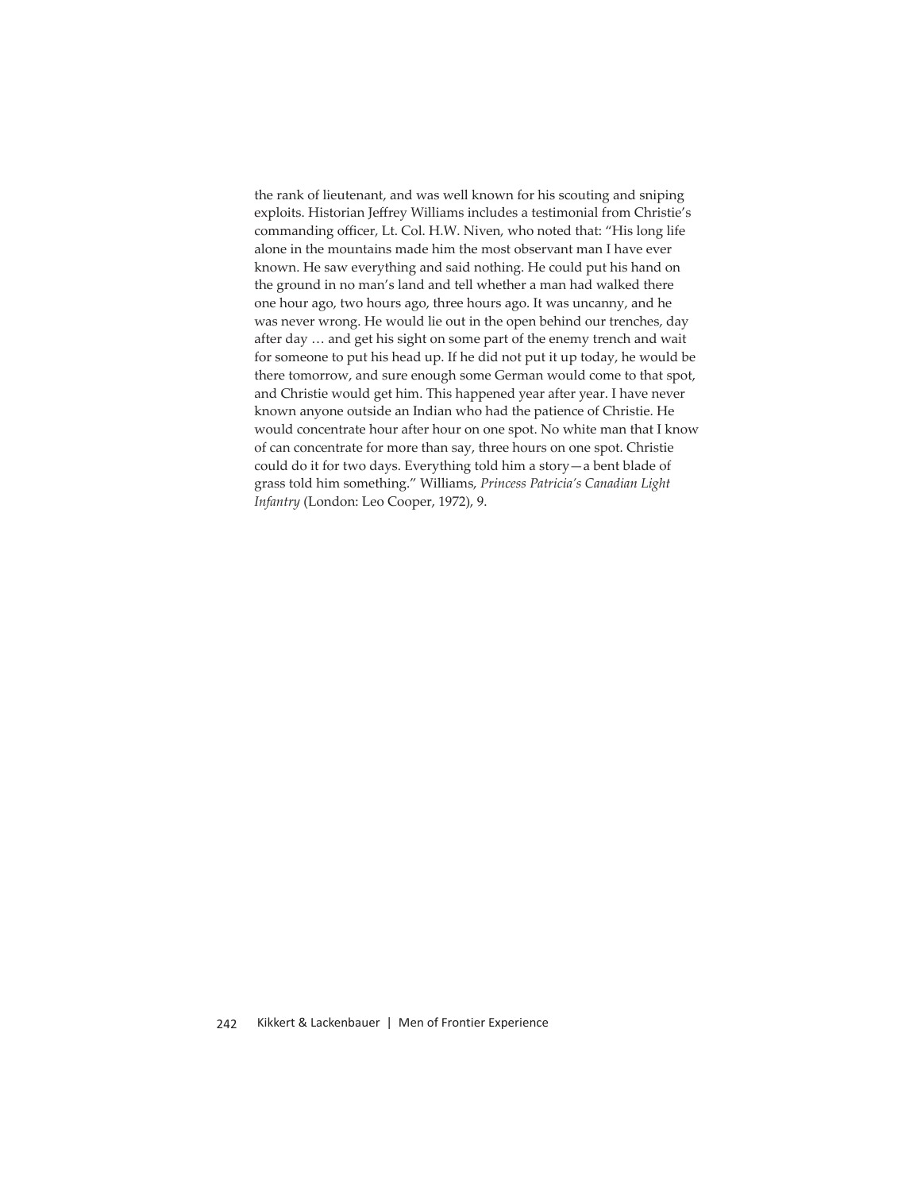the rank of lieutenant, and was well known for his scouting and sniping exploits. Historian Jeffrey Williams includes a testimonial from Christie's commanding officer, Lt. Col. H.W. Niven, who noted that: "His long life alone in the mountains made him the most observant man I have ever known. He saw everything and said nothing. He could put his hand on the ground in no man's land and tell whether a man had walked there one hour ago, two hours ago, three hours ago. It was uncanny, and he was never wrong. He would lie out in the open behind our trenches, day after day … and get his sight on some part of the enemy trench and wait for someone to put his head up. If he did not put it up today, he would be there tomorrow, and sure enough some German would come to that spot, and Christie would get him. This happened year after year. I have never known anyone outside an Indian who had the patience of Christie. He would concentrate hour after hour on one spot. No white man that I know of can concentrate for more than say, three hours on one spot. Christie could do it for two days. Everything told him a story—a bent blade of grass told him something." Williams, *Princess Patricia's Canadian Light Infantry* (London: Leo Cooper, 1972), 9.